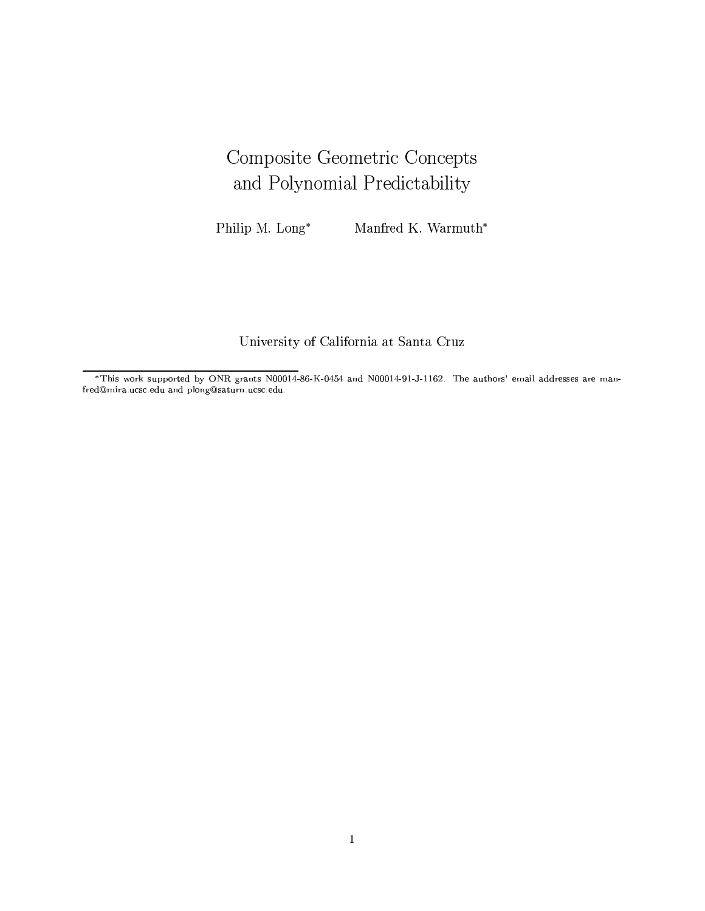# Composite Geometric Concepts and Polynomial Predictability

Philip M. Long* Manfred K. Warmuth*

University of California at Santa Cruz

*This work supported by ONR grants N00014-86-K-0454 and N00014-91-J-1162. The authors' email addresses are manfred@mira.ucsc.edu and plong@saturn.ucsc.edu.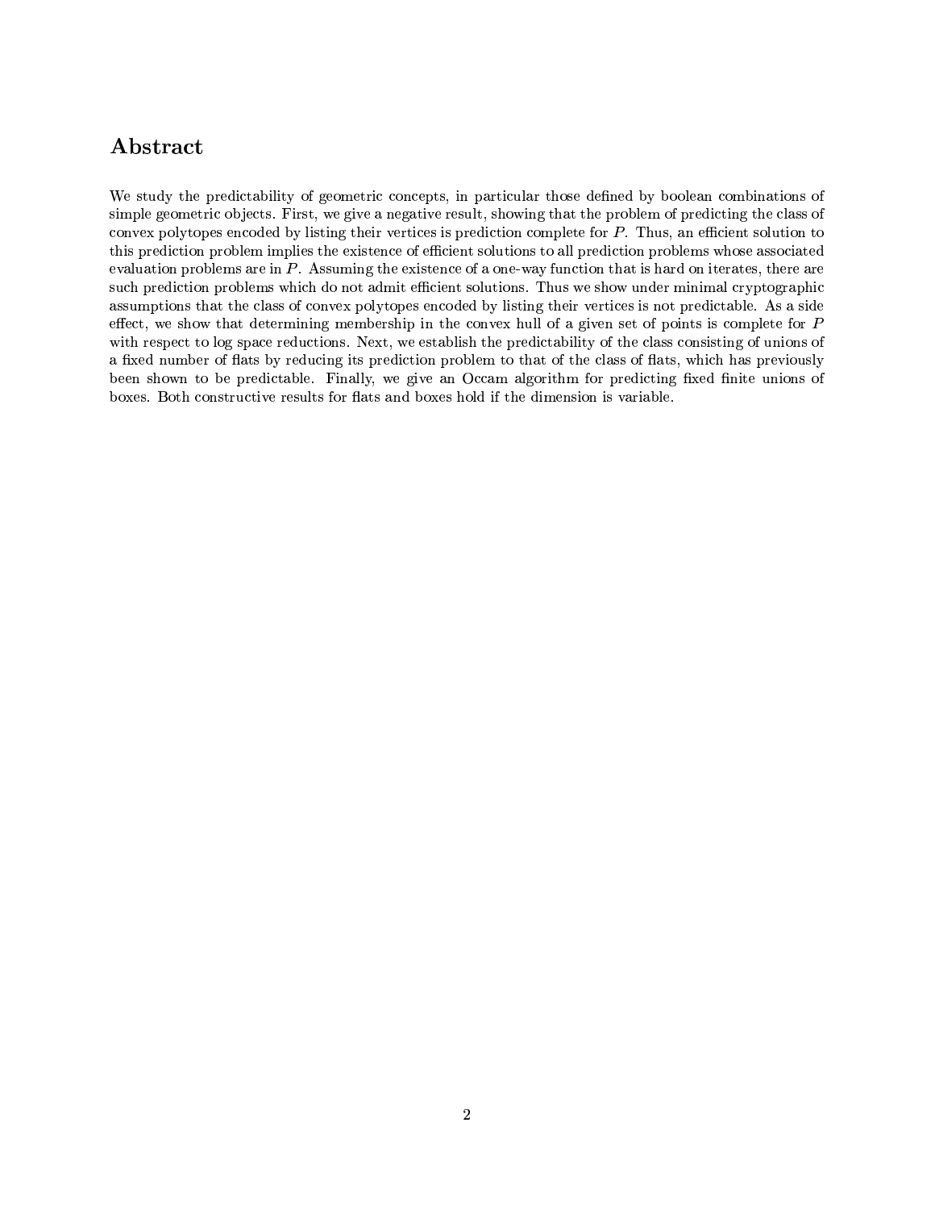# Abstract

We study the predictability of geometric concepts, in particular those defined by boolean combinations of simple geometric objects. First, we give a negative result, showing that the problem of predicting the class of convex polytopes encoded by listing their vertices is prediction complete for $P$. Thus, an efficient solution to this prediction problem implies the existence of efficient solutions to all prediction problems whose associated evaluation problems are in $P$. Assuming the existence of a one-way function that is hard on iterates, there are such prediction problems which do not admit efficient solutions. Thus we show under minimal cryptographic assumptions that the class of convex polytopes encoded by listing their vertices is not predictable. As a side effect, we show that determining membership in the convex hull of a given set of points is complete for $P$ with respect to log space reductions. Next, we establish the predictability of the class consisting of unions of a fixed number of flats by reducing its prediction problem to that of the class of flats, which has previously been shown to be predictable. Finally, we give an Occam algorithm for predicting fixed finite unions of boxes. Both constructive results for flats and boxes hold if the dimension is variable.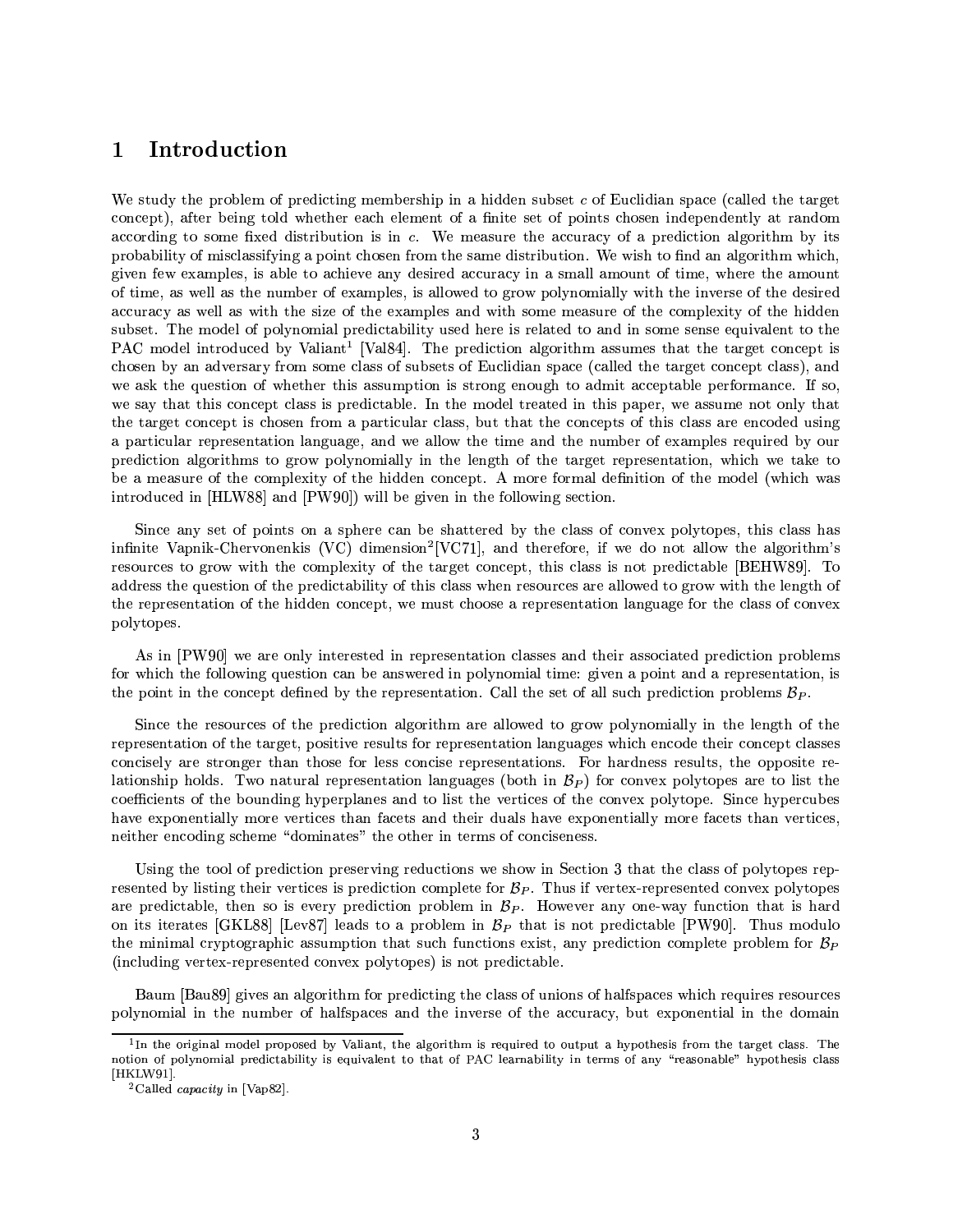# 1 Introduction

We study the problem of predicting membership in a hidden subset $c$ of Euclidian space (called the target concept), after being told whether each element of a finite set of points chosen independently at random according to some fixed distribution is in $c$. We measure the accuracy of a prediction algorithm by its probability of misclassifying a point chosen from the same distribution. We wish to find an algorithm which, given few examples, is able to achieve any desired accuracy in a small amount of time, where the amount of time, as well as the number of examples, is allowed to grow polynomially with the inverse of the desired accuracy as well as with the size of the examples and with some measure of the complexity of the hidden subset. The model of polynomial predictability used here is related to and in some sense equivalent to the PAC model introduced by Valiant[1] [Val84]. The prediction algorithm assumes that the target concept is chosen by an adversary from some class of subsets of Euclidian space (called the target concept class), and we ask the question of whether this assumption is strong enough to admit acceptable performance. If so, we say that this concept class is predictable. In the model treated in this paper, we assume not only that the target concept is chosen from a particular class, but that the concepts of this class are encoded using a particular representation language, and we allow the time and the number of examples required by our prediction algorithms to grow polynomially in the length of the target representation, which we take to be a measure of the complexity of the hidden concept. A more formal definition of the model (which was introduced in [HLW88] and [PW90]) will be given in the following section.

Since any set of points on a sphere can be shattered by the class of convex polytopes, this class has infinite Vapnik-Chervonenkis (VC) dimension[2][VC71], and therefore, if we do not allow the algorithm's resources to grow with the complexity of the target concept, this class is not predictable [BEHW89]. To address the question of the predictability of this class when resources are allowed to grow with the length of the representation of the hidden concept, we must choose a representation language for the class of convex polytopes.

As in [PW90] we are only interested in representation classes and their associated prediction problems for which the following question can be answered in polynomial time: given a point and a representation, is the point in the concept defined by the representation. Call the set of all such prediction problems $\mathcal{B}_P$.

Since the resources of the prediction algorithm are allowed to grow polynomially in the length of the representation of the target, positive results for representation languages which encode their concept classes concisely are stronger than those for less concise representations. For hardness results, the opposite relationship holds. Two natural representation languages (both in $\mathcal{B}_P$) for convex polytopes are to list the coefficients of the bounding hyperplanes and to list the vertices of the convex polytope. Since hypercubes have exponentially more vertices than facets and their duals have exponentially more facets than vertices, neither encoding scheme "dominates" the other in terms of conciseness.

Using the tool of prediction preserving reductions we show in Section 3 that the class of polytopes represented by listing their vertices is prediction complete for $\mathcal{B}_P$. Thus if vertex-represented convex polytopes are predictable, then so is every prediction problem in $\mathcal{B}_P$. However any one-way function that is hard on its iterates [GKL88] [Lev87] leads to a problem in $\mathcal{B}_P$ that is not predictable [PW90]. Thus modulo the minimal cryptographic assumption that such functions exist, any prediction complete problem for $\mathcal{B}_P$ (including vertex-represented convex polytopes) is not predictable.

Baum [Bau89] gives an algorithm for predicting the class of unions of halfspaces which requires resources polynomial in the number of halfspaces and the inverse of the accuracy, but exponential in the domain

[1] In the original model proposed by Valiant, the algorithm is required to output a hypothesis from the target class. The notion of polynomial predictability is equivalent to that of PAC learnability in terms of any "reasonable" hypothesis class [HKLW91].

[2] Called *capacity* in [Vap82].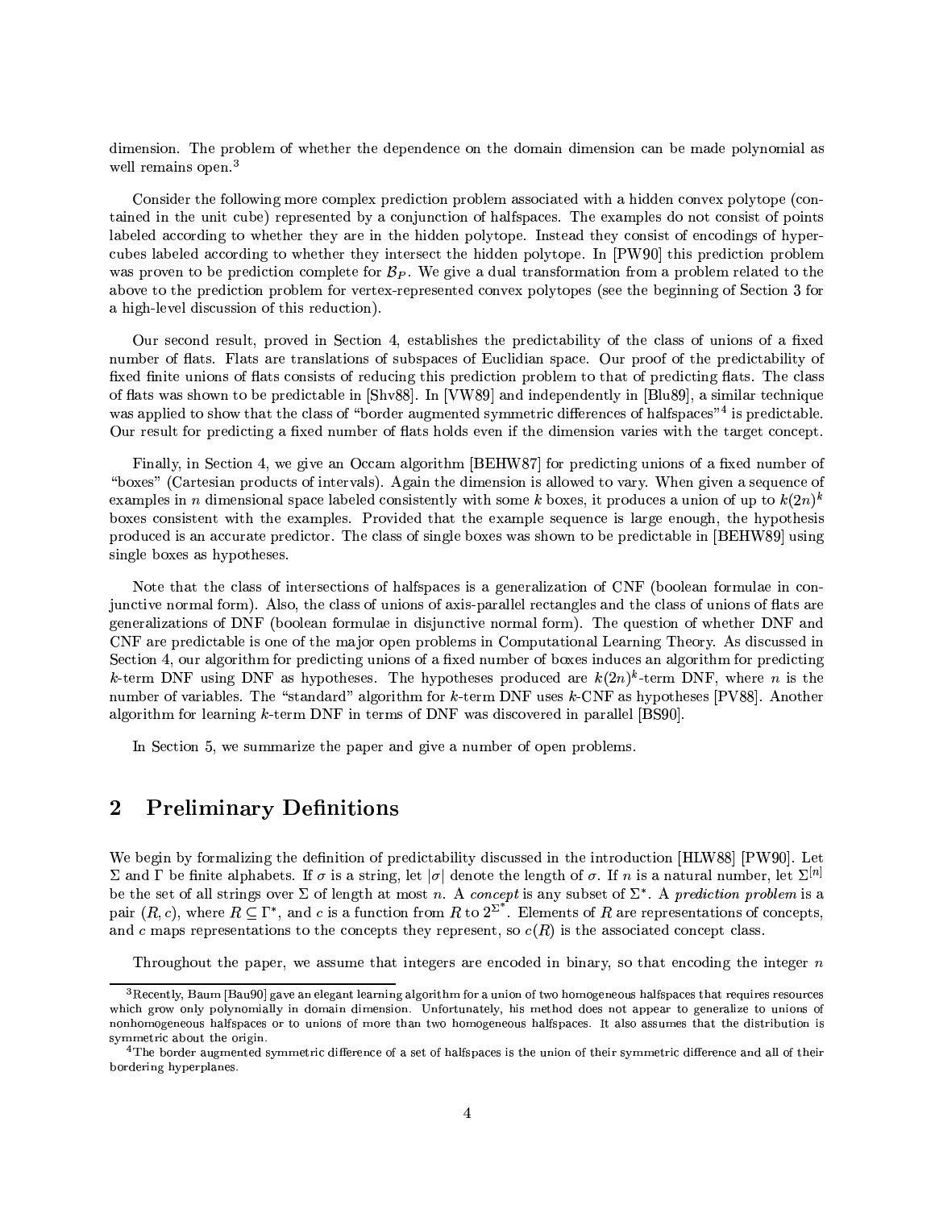dimension. The problem of whether the dependence on the domain dimension can be made polynomial as well remains open.[3]

Consider the following more complex prediction problem associated with a hidden convex polytope (contained in the unit cube) represented by a conjunction of halfspaces. The examples do not consist of points labeled according to whether they are in the hidden polytope. Instead they consist of encodings of hypercubes labeled according to whether they intersect the hidden polytope. In [PW90] this prediction problem was proven to be prediction complete for $\mathcal{B}_P$. We give a dual transformation from a problem related to the above to the prediction problem for vertex-represented convex polytopes (see the beginning of Section 3 for a high-level discussion of this reduction).

Our second result, proved in Section 4, establishes the predictability of the class of unions of a fixed number of flats. Flats are translations of subspaces of Euclidian space. Our proof of the predictability of fixed finite unions of flats consists of reducing this prediction problem to that of predicting flats. The class of flats was shown to be predictable in [Shv88]. In [VW89] and independently in [Blu89], a similar technique was applied to show that the class of "border augmented symmetric differences of halfspaces"[4] is predictable. Our result for predicting a fixed number of flats holds even if the dimension varies with the target concept.

Finally, in Section 4, we give an Occam algorithm [BEHW87] for predicting unions of a fixed number of "boxes" (Cartesian products of intervals). Again the dimension is allowed to vary. When given a sequence of examples in $n$ dimensional space labeled consistently with some $k$ boxes, it produces a union of up to $k(2n)^k$ boxes consistent with the examples. Provided that the example sequence is large enough, the hypothesis produced is an accurate predictor. The class of single boxes was shown to be predictable in [BEHW89] using single boxes as hypotheses.

Note that the class of intersections of halfspaces is a generalization of CNF (boolean formulae in conjunctive normal form). Also, the class of unions of axis-parallel rectangles and the class of unions of flats are generalizations of DNF (boolean formulae in disjunctive normal form). The question of whether DNF and CNF are predictable is one of the major open problems in Computational Learning Theory. As discussed in Section 4, our algorithm for predicting unions of a fixed number of boxes induces an algorithm for predicting $k$-term DNF using DNF as hypotheses. The hypotheses produced are $k(2n)^k$-term DNF, where $n$ is the number of variables. The "standard" algorithm for $k$-term DNF uses $k$-CNF as hypotheses [PV88]. Another algorithm for learning $k$-term DNF in terms of DNF was discovered in parallel [BS90].

In Section 5, we summarize the paper and give a number of open problems.

## 2 Preliminary Definitions

We begin by formalizing the definition of predictability discussed in the introduction [HLW88] [PW90]. Let $\Sigma$ and $\Gamma$ be finite alphabets. If $\sigma$ is a string, let $|\sigma|$ denote the length of $\sigma$. If $n$ is a natural number, let $\Sigma^{[n]}$ be the set of all strings over $\Sigma$ of length at most $n$. A *concept* is any subset of $\Sigma^*$. A *prediction problem* is a pair $(R, c)$, where $R \subseteq \Gamma^*$, and $c$ is a function from $R$ to $2^{\Sigma^*}$. Elements of $R$ are representations of concepts, and $c$ maps representations to the concepts they represent, so $c(R)$ is the associated concept class.

Throughout the paper, we assume that integers are encoded in binary, so that encoding the integer $n$

[3] Recently, Baum [Bau90] gave an elegant learning algorithm for a union of two homogeneous halfspaces that requires resources which grow only polynomially in domain dimension. Unfortunately, his method does not appear to generalize to unions of nonhomogeneous halfspaces or to unions of more than two homogeneous halfspaces. It also assumes that the distribution is symmetric about the origin.

[4] The border augmented symmetric difference of a set of halfspaces is the union of their symmetric difference and all of their bordering hyperplanes.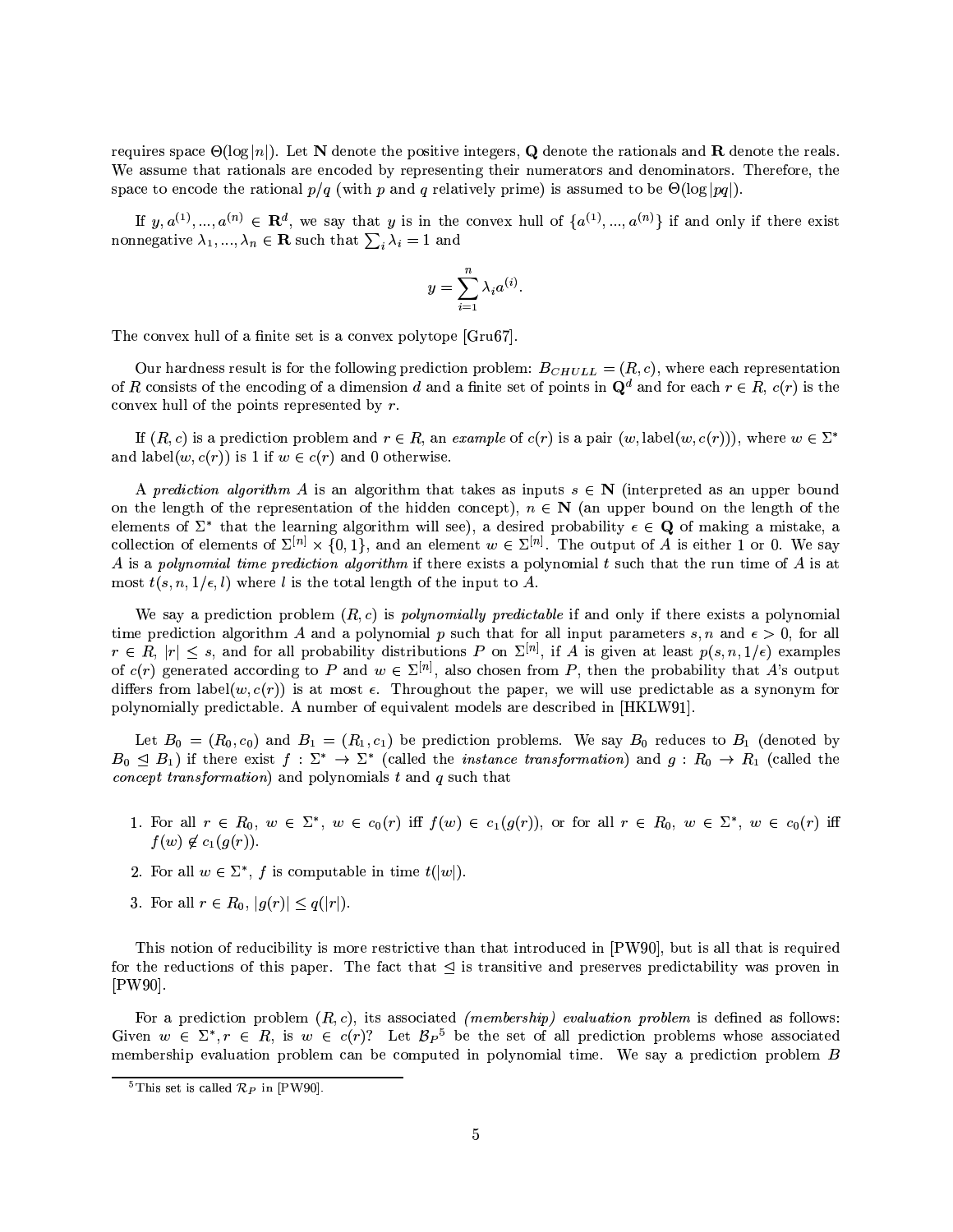requires space $\Theta(\log |n|)$. Let $\mathbf{N}$ denote the positive integers, $\mathbf{Q}$ denote the rationals and $\mathbf{R}$ denote the reals. We assume that rationals are encoded by representing their numerators and denominators. Therefore, the space to encode the rational $p/q$ (with $p$ and $q$ relatively prime) is assumed to be $\Theta(\log |pq|)$.

If $y, a^{(1)}, ..., a^{(n)} \in \mathbf{R}^d$, we say that $y$ is in the convex hull of $\{a^{(1)}, ..., a^{(n)}\}$ if and only if there exist nonnegative $\lambda_1, ..., \lambda_n \in \mathbf{R}$ such that $\sum_i \lambda_i = 1$ and

$$y = \sum_{i=1}^{n} \lambda_i a^{(i)}.$$

The convex hull of a finite set is a convex polytope [Gru67].

Our hardness result is for the following prediction problem: $B_{CHULL} = (R, c)$, where each representation of $R$ consists of the encoding of a dimension $d$ and a finite set of points in $\mathbf{Q}^d$ and for each $r \in R$, $c(r)$ is the convex hull of the points represented by $r$.

If $(R, c)$ is a prediction problem and $r \in R$, an *example* of $c(r)$ is a pair $(w, \text{label}(w, c(r)))$, where $w \in \Sigma^*$ and $\text{label}(w, c(r))$ is 1 if $w \in c(r)$ and 0 otherwise.

A *prediction algorithm* $A$ is an algorithm that takes as inputs $s \in \mathbf{N}$ (interpreted as an upper bound on the length of the representation of the hidden concept), $n \in \mathbf{N}$ (an upper bound on the length of the elements of $\Sigma^*$ that the learning algorithm will see), a desired probability $\epsilon \in \mathbf{Q}$ of making a mistake, a collection of elements of $\Sigma^{[n]} \times \{0, 1\}$, and an element $w \in \Sigma^{[n]}$. The output of $A$ is either 1 or 0. We say $A$ is a *polynomial time prediction algorithm* if there exists a polynomial $t$ such that the run time of $A$ is at most $t(s, n, 1/\epsilon, l)$ where $l$ is the total length of the input to $A$.

We say a prediction problem $(R, c)$ is *polynomially predictable* if and only if there exists a polynomial time prediction algorithm $A$ and a polynomial $p$ such that for all input parameters $s, n$ and $\epsilon > 0$, for all $r \in R$, $|r| \leq s$, and for all probability distributions $P$ on $\Sigma^{[n]}$, if $A$ is given at least $p(s, n, 1/\epsilon)$ examples of $c(r)$ generated according to $P$ and $w \in \Sigma^{[n]}$, also chosen from $P$, then the probability that $A$'s output differs from $\text{label}(w, c(r))$ is at most $\epsilon$. Throughout the paper, we will use predictable as a synonym for polynomially predictable. A number of equivalent models are described in [HKLW91].

Let $B_0 = (R_0, c_0)$ and $B_1 = (R_1, c_1)$ be prediction problems. We say $B_0$ reduces to $B_1$ (denoted by $B_0 \trianglelefteq B_1$) if there exist $f : \Sigma^* \to \Sigma^*$ (called the *instance transformation*) and $g : R_0 \to R_1$ (called the *concept transformation*) and polynomials $t$ and $q$ such that

1. For all $r \in R_0$, $w \in \Sigma^*$, $w \in c_0(r)$ iff $f(w) \in c_1(g(r))$, or for all $r \in R_0$, $w \in \Sigma^*$, $w \in c_0(r)$ iff $f(w) \notin c_1(g(r))$.
2. For all $w \in \Sigma^*$, $f$ is computable in time $t(|w|)$.
3. For all $r \in R_0$, $|g(r)| \leq q(|r|)$.

This notion of reducibility is more restrictive than that introduced in [PW90], but is all that is required for the reductions of this paper. The fact that $\trianglelefteq$ is transitive and preserves predictability was proven in [PW90].

For a prediction problem $(R, c)$, its associated *(membership) evaluation problem* is defined as follows: Given $w \in \Sigma^*, r \in R$, is $w \in c(r)$? Let $\mathcal{B}_P$[5] be the set of all prediction problems whose associated membership evaluation problem can be computed in polynomial time. We say a prediction problem $B$

[5] This set is called $\mathcal{R}_P$ in [PW90].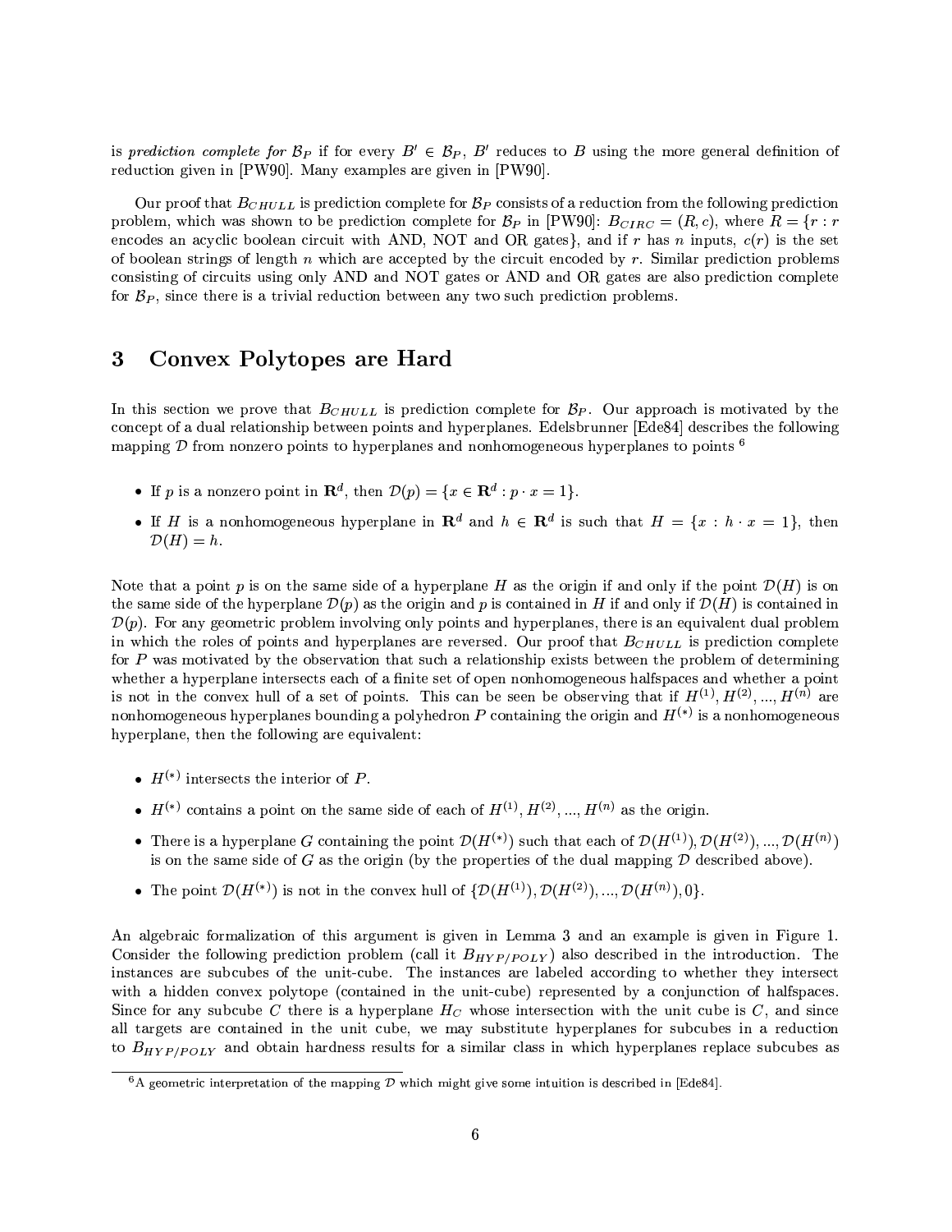is *prediction complete for* $\mathcal{B}_P$ if for every $B' \in \mathcal{B}_P$, $B'$ reduces to $B$ using the more general definition of reduction given in [PW90]. Many examples are given in [PW90].

Our proof that $B_{CHULL}$ is prediction complete for $\mathcal{B}_P$ consists of a reduction from the following prediction problem, which was shown to be prediction complete for $\mathcal{B}_P$ in [PW90]: $B_{CIRC} = (R, c)$, where $R = \{r : r$ encodes an acyclic boolean circuit with AND, NOT and OR gates$\}$, and if $r$ has $n$ inputs, $c(r)$ is the set of boolean strings of length $n$ which are accepted by the circuit encoded by $r$. Similar prediction problems consisting of circuits using only AND and NOT gates or AND and OR gates are also prediction complete for $\mathcal{B}_P$, since there is a trivial reduction between any two such prediction problems.

## 3 Convex Polytopes are Hard

In this section we prove that $B_{CHULL}$ is prediction complete for $\mathcal{B}_P$. Our approach is motivated by the concept of a dual relationship between points and hyperplanes. Edelsbrunner [Ede84] describes the following mapping $\mathcal{D}$ from nonzero points to hyperplanes and nonhomogeneous hyperplanes to points [6]

- If $p$ is a nonzero point in $\mathbf{R}^d$, then $\mathcal{D}(p) = \{x \in \mathbf{R}^d : p \cdot x = 1\}$.
- If $H$ is a nonhomogeneous hyperplane in $\mathbf{R}^d$ and $h \in \mathbf{R}^d$ is such that $H = \{x : h \cdot x = 1\}$, then $\mathcal{D}(H) = h$.

Note that a point $p$ is on the same side of a hyperplane $H$ as the origin if and only if the point $\mathcal{D}(H)$ is on the same side of the hyperplane $\mathcal{D}(p)$ as the origin and $p$ is contained in $H$ if and only if $\mathcal{D}(H)$ is contained in $\mathcal{D}(p)$. For any geometric problem involving only points and hyperplanes, there is an equivalent dual problem in which the roles of points and hyperplanes are reversed. Our proof that $B_{CHULL}$ is prediction complete for $P$ was motivated by the observation that such a relationship exists between the problem of determining whether a hyperplane intersects each of a finite set of open nonhomogeneous halfspaces and whether a point is not in the convex hull of a set of points. This can be seen be observing that if $H^{(1)}, H^{(2)}, ..., H^{(n)}$ are nonhomogeneous hyperplanes bounding a polyhedron $P$ containing the origin and $H^{(*)}$ is a nonhomogeneous hyperplane, then the following are equivalent:

- $H^{(*)}$ intersects the interior of $P$.
- $H^{(*)}$ contains a point on the same side of each of $H^{(1)}, H^{(2)}, ..., H^{(n)}$ as the origin.
- There is a hyperplane $G$ containing the point $\mathcal{D}(H^{(*)})$ such that each of $\mathcal{D}(H^{(1)}), \mathcal{D}(H^{(2)}), ..., \mathcal{D}(H^{(n)})$ is on the same side of $G$ as the origin (by the properties of the dual mapping $\mathcal{D}$ described above).
- The point $\mathcal{D}(H^{(*)})$ is not in the convex hull of $\{\mathcal{D}(H^{(1)}), \mathcal{D}(H^{(2)}), ..., \mathcal{D}(H^{(n)}), 0\}$.

An algebraic formalization of this argument is given in Lemma 3 and an example is given in Figure 1. Consider the following prediction problem (call it $B_{HYP/POLY}$) also described in the introduction. The instances are subcubes of the unit-cube. The instances are labeled according to whether they intersect with a hidden convex polytope (contained in the unit-cube) represented by a conjunction of halfspaces. Since for any subcube $C$ there is a hyperplane $H_C$ whose intersection with the unit cube is $C$, and since all targets are contained in the unit cube, we may substitute hyperplanes for subcubes in a reduction to $B_{HYP/POLY}$ and obtain hardness results for a similar class in which hyperplanes replace subcubes as

[6] A geometric interpretation of the mapping $\mathcal{D}$ which might give some intuition is described in [Ede84].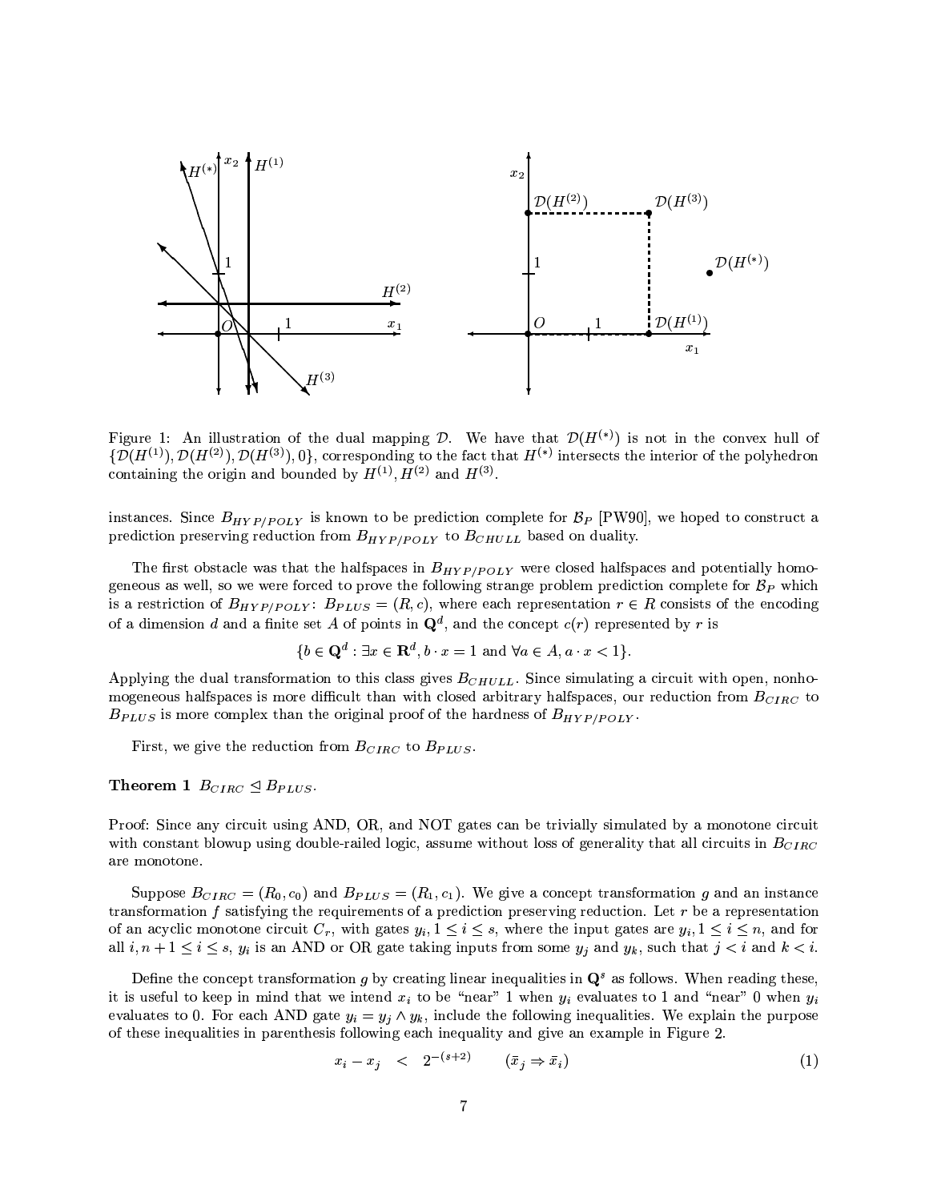Figure 1: An illustration of the dual mapping $\mathcal{D}$. We have that $\mathcal{D}(H^{(*)})$ is not in the convex hull of $\{\mathcal{D}(H^{(1)}), \mathcal{D}(H^{(2)}), \mathcal{D}(H^{(3)}), 0\}$, corresponding to the fact that $H^{(*)}$ intersects the interior of the polyhedron containing the origin and bounded by $H^{(1)}, H^{(2)}$ and $H^{(3)}$.

instances. Since $B_{HYP/POLY}$ is known to be prediction complete for $\mathcal{B}_P$ [PW90], we hoped to construct a prediction preserving reduction from $B_{HYP/POLY}$ to $B_{CHULL}$ based on duality.

The first obstacle was that the halfspaces in $B_{HYP/POLY}$ were closed halfspaces and potentially homogeneous as well, so we were forced to prove the following strange problem prediction complete for $\mathcal{B}_P$ which is a restriction of $B_{HYP/POLY}$: $B_{PLUS} = (R, c)$, where each representation $r \in R$ consists of the encoding of a dimension $d$ and a finite set $A$ of points in $\mathbf{Q}^d$, and the concept $c(r)$ represented by $r$ is

$$\{b \in \mathbf{Q}^d : \exists x \in \mathbf{R}^d, b \cdot x = 1 \text{ and } \forall a \in A, a \cdot x < 1\}.$$

Applying the dual transformation to this class gives $B_{CHULL}$. Since simulating a circuit with open, nonhomogeneous halfspaces is more difficult than with closed arbitrary halfspaces, our reduction from $B_{CIRC}$ to $B_{PLUS}$ is more complex than the original proof of the hardness of $B_{HYP/POLY}$.

First, we give the reduction from $B_{CIRC}$ to $B_{PLUS}$.

**Theorem 1** $B_{CIRC} \trianglelefteq B_{PLUS}$.

Proof: Since any circuit using AND, OR, and NOT gates can be trivially simulated by a monotone circuit with constant blowup using double-railed logic, assume without loss of generality that all circuits in $B_{CIRC}$ are monotone.

Suppose $B_{CIRC} = (R_0, c_0)$ and $B_{PLUS} = (R_1, c_1)$. We give a concept transformation $g$ and an instance transformation $f$ satisfying the requirements of a prediction preserving reduction. Let $r$ be a representation of an acyclic monotone circuit $C_r$, with gates $y_i, 1 \leq i \leq s$, where the input gates are $y_i, 1 \leq i \leq n$, and for all $i, n+1 \leq i \leq s$, $y_i$ is an AND or OR gate taking inputs from some $y_j$ and $y_k$, such that $j < i$ and $k < i$.

Define the concept transformation $g$ by creating linear inequalities in $\mathbf{Q}^s$ as follows. When reading these, it is useful to keep in mind that we intend $x_i$ to be "near" 1 when $y_i$ evaluates to 1 and "near" 0 when $y_i$ evaluates to 0. For each AND gate $y_i = y_j \wedge y_k$, include the following inequalities. We explain the purpose of these inequalities in parenthesis following each inequality and give an example in Figure 2.

$$x_i - x_j \quad < \quad 2^{-(s+2)} \qquad (\bar{x}_j \Rightarrow \bar{x}_i) \tag{1}$$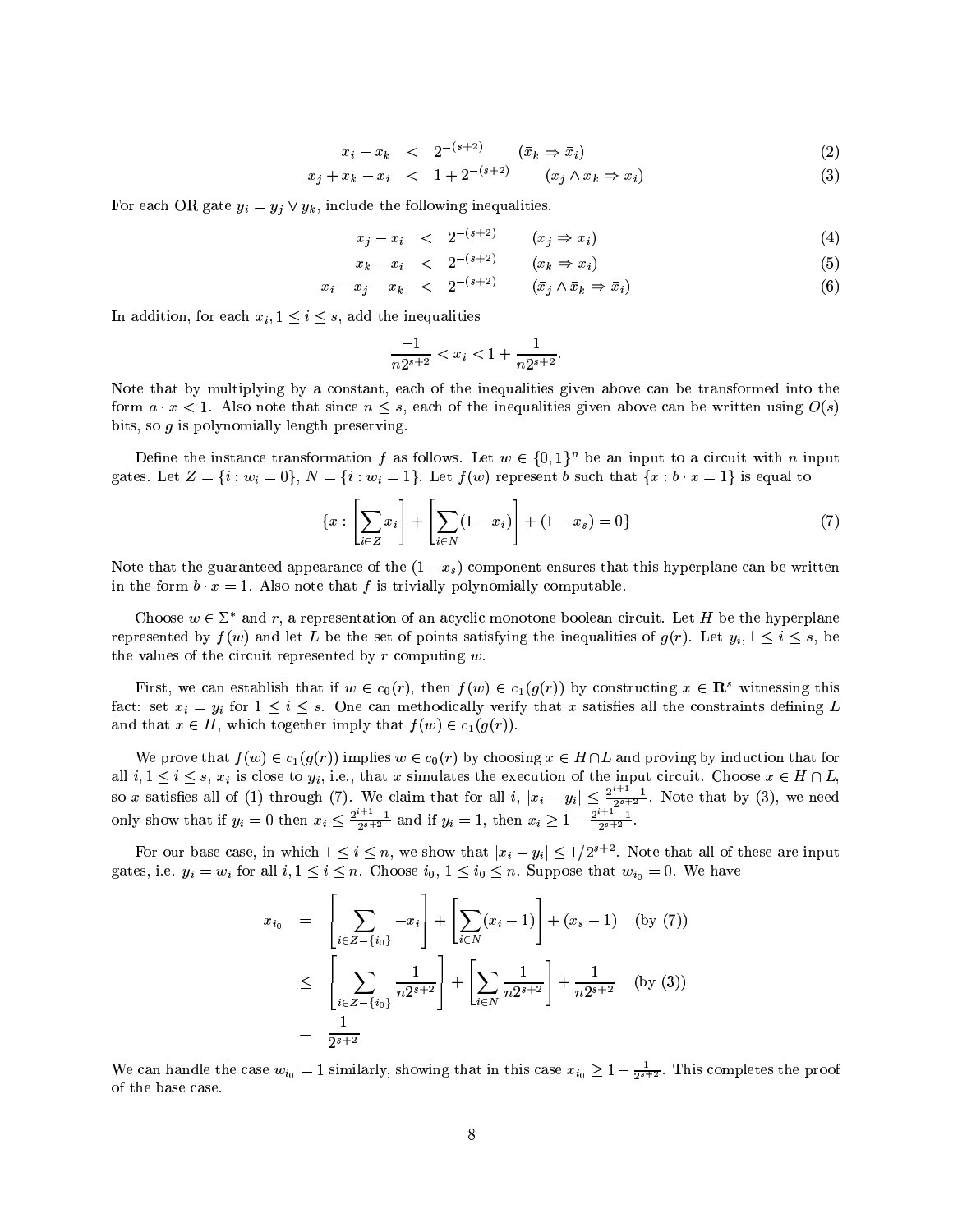$$x_i - x_k < 2^{-(s+2)} \qquad (\bar{x}_k \Rightarrow \bar{x}_i) \tag{2}$$

$$x_j + x_k - x_i < 1 + 2^{-(s+2)} \qquad (x_j \wedge x_k \Rightarrow x_i) \tag{3}$$

For each OR gate $y_i = y_j \vee y_k$, include the following inequalities.

$$x_j - x_i < 2^{-(s+2)} \qquad (x_j \Rightarrow x_i) \tag{4}$$

$$x_k - x_i < 2^{-(s+2)} \qquad (x_k \Rightarrow x_i) \tag{5}$$

$$x_i - x_j - x_k < 2^{-(s+2)} \qquad (\bar{x}_j \wedge \bar{x}_k \Rightarrow \bar{x}_i) \tag{6}$$

In addition, for each $x_i, 1 \leq i \leq s$, add the inequalities

$$\frac{-1}{n2^{s+2}} < x_i < 1 + \frac{1}{n2^{s+2}}.$$

Note that by multiplying by a constant, each of the inequalities given above can be transformed into the form $a \cdot x < 1$. Also note that since $n \leq s$, each of the inequalities given above can be written using $O(s)$ bits, so $g$ is polynomially length preserving.

Define the instance transformation $f$ as follows. Let $w \in \{0,1\}^n$ be an input to a circuit with $n$ input gates. Let $Z = \{i : w_i = 0\}$, $N = \{i : w_i = 1\}$. Let $f(w)$ represent $b$ such that $\{x : b \cdot x = 1\}$ is equal to

$$\{x : \left[\sum_{i \in Z} x_i\right] + \left[\sum_{i \in N} (1 - x_i)\right] + (1 - x_s) = 0\} \tag{7}$$

Note that the guaranteed appearance of the $(1 - x_s)$ component ensures that this hyperplane can be written in the form $b \cdot x = 1$. Also note that $f$ is trivially polynomially computable.

Choose $w \in \Sigma^*$ and $r$, a representation of an acyclic monotone boolean circuit. Let $H$ be the hyperplane represented by $f(w)$ and let $L$ be the set of points satisfying the inequalities of $g(r)$. Let $y_i, 1 \leq i \leq s$, be the values of the circuit represented by $r$ computing $w$.

First, we can establish that if $w \in c_0(r)$, then $f(w) \in c_1(g(r))$ by constructing $x \in \mathbf{R}^s$ witnessing this fact: set $x_i = y_i$ for $1 \leq i \leq s$. One can methodically verify that $x$ satisfies all the constraints defining $L$ and that $x \in H$, which together imply that $f(w) \in c_1(g(r))$.

We prove that $f(w) \in c_1(g(r))$ implies $w \in c_0(r)$ by choosing $x \in H \cap L$ and proving by induction that for all $i, 1 \leq i \leq s$, $x_i$ is close to $y_i$, i.e., that $x$ simulates the execution of the input circuit. Choose $x \in H \cap L$, so $x$ satisfies all of (1) through (7). We claim that for all $i$, $|x_i - y_i| \leq \frac{2^{i+1}-1}{2^{s+2}}$. Note that by (3), we need only show that if $y_i = 0$ then $x_i \leq \frac{2^{i+1}-1}{2^{s+2}}$ and if $y_i = 1$, then $x_i \geq 1 - \frac{2^{i+1}-1}{2^{s+2}}$.

For our base case, in which $1 \leq i \leq n$, we show that $|x_i - y_i| \leq 1/2^{s+2}$. Note that all of these are input gates, i.e. $y_i = w_i$ for all $i, 1 \leq i \leq n$. Choose $i_0$, $1 \leq i_0 \leq n$. Suppose that $w_{i_0} = 0$. We have

$$\begin{aligned}
x_{i_0} &= \left[\sum_{i \in Z - \{i_0\}} -x_i\right] + \left[\sum_{i \in N} (x_i - 1)\right] + (x_s - 1) \quad \text{(by (7))} \\
&\leq \left[\sum_{i \in Z - \{i_0\}} \frac{1}{n2^{s+2}}\right] + \left[\sum_{i \in N} \frac{1}{n2^{s+2}}\right] + \frac{1}{n2^{s+2}} \quad \text{(by (3))} \\
&= \frac{1}{2^{s+2}}
\end{aligned}$$

We can handle the case $w_{i_0} = 1$ similarly, showing that in this case $x_{i_0} \geq 1 - \frac{1}{2^{s+2}}$. This completes the proof of the base case.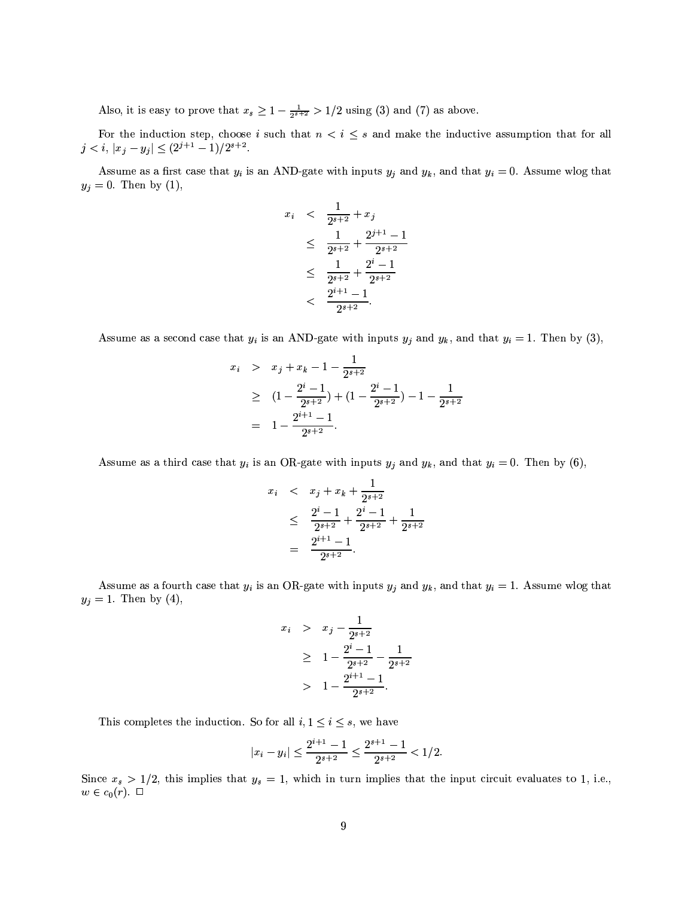Also, it is easy to prove that $x_s \geq 1 - \frac{1}{2^{s+2}} > 1/2$ using (3) and (7) as above.

For the induction step, choose $i$ such that $n < i \leq s$ and make the inductive assumption that for all $j < i$, $|x_j - y_j| \leq (2^{j+1} - 1)/2^{s+2}$.

Assume as a first case that $y_i$ is an AND-gate with inputs $y_j$ and $y_k$, and that $y_i = 0$. Assume wlog that $y_j = 0$. Then by (1),

$$
\begin{aligned}
x_i &< \frac{1}{2^{s+2}} + x_j \\
&\leq \frac{1}{2^{s+2}} + \frac{2^{j+1} - 1}{2^{s+2}} \\
&\leq \frac{1}{2^{s+2}} + \frac{2^{i} - 1}{2^{s+2}} \\
&< \frac{2^{i+1} - 1}{2^{s+2}}.
\end{aligned}
$$

Assume as a second case that $y_i$ is an AND-gate with inputs $y_j$ and $y_k$, and that $y_i = 1$. Then by (3),

$$
\begin{aligned}
x_i &> x_j + x_k - 1 - \frac{1}{2^{s+2}} \\
&\geq (1 - \frac{2^{i} - 1}{2^{s+2}}) + (1 - \frac{2^{i} - 1}{2^{s+2}}) - 1 - \frac{1}{2^{s+2}} \\
&= 1 - \frac{2^{i+1} - 1}{2^{s+2}}.
\end{aligned}
$$

Assume as a third case that $y_i$ is an OR-gate with inputs $y_j$ and $y_k$, and that $y_i = 0$. Then by (6),

$$
\begin{aligned}
x_i &< x_j + x_k + \frac{1}{2^{s+2}} \\
&\leq \frac{2^{i} - 1}{2^{s+2}} + \frac{2^{i} - 1}{2^{s+2}} + \frac{1}{2^{s+2}} \\
&= \frac{2^{i+1} - 1}{2^{s+2}}.
\end{aligned}
$$

Assume as a fourth case that $y_i$ is an OR-gate with inputs $y_j$ and $y_k$, and that $y_i = 1$. Assume wlog that $y_j = 1$. Then by (4),

$$
\begin{aligned}
x_i &> x_j - \frac{1}{2^{s+2}} \\
&\geq 1 - \frac{2^{i} - 1}{2^{s+2}} - \frac{1}{2^{s+2}} \\
&> 1 - \frac{2^{i+1} - 1}{2^{s+2}}.
\end{aligned}
$$

This completes the induction. So for all $i, 1 \leq i \leq s$, we have

$$
|x_i - y_i| \leq \frac{2^{i+1} - 1}{2^{s+2}} \leq \frac{2^{s+1} - 1}{2^{s+2}} < 1/2.
$$

Since $x_s > 1/2$, this implies that $y_s = 1$, which in turn implies that the input circuit evaluates to 1, i.e., $w \in c_0(r)$. $\square$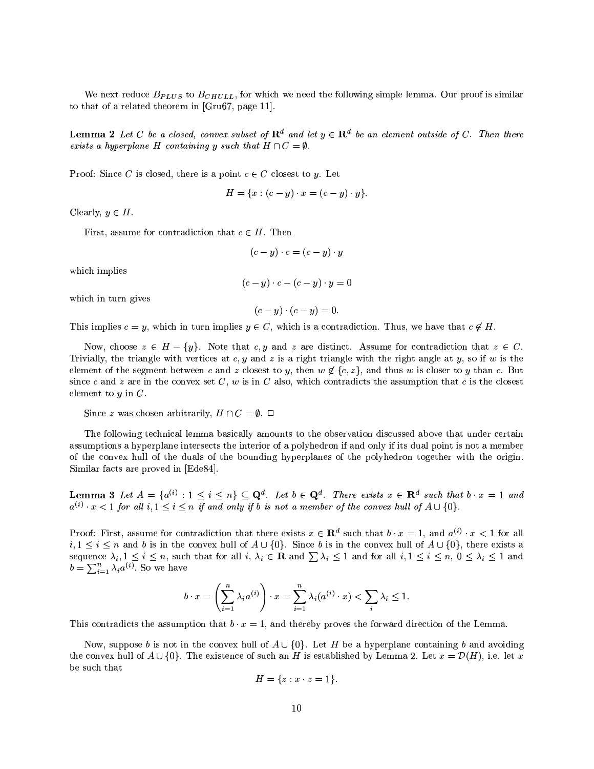We next reduce $B_{PLUS}$ to $B_{CHULL}$, for which we need the following simple lemma. Our proof is similar to that of a related theorem in [Gru67, page 11].

**Lemma 2** *Let $C$ be a closed, convex subset of $\mathbf{R}^d$ and let $y \in \mathbf{R}^d$ be an element outside of $C$. Then there exists a hyperplane $H$ containing $y$ such that $H \cap C = \emptyset$.*

Proof: Since $C$ is closed, there is a point $c \in C$ closest to $y$. Let

$$H = \{x : (c - y) \cdot x = (c - y) \cdot y\}.$$

Clearly, $y \in H$.

First, assume for contradiction that $c \in H$. Then

$$(c - y) \cdot c = (c - y) \cdot y$$

which implies

$$(c - y) \cdot c - (c - y) \cdot y = 0$$

which in turn gives

$$(c - y) \cdot (c - y) = 0.$$

This implies $c = y$, which in turn implies $y \in C$, which is a contradiction. Thus, we have that $c \notin H$.

Now, choose $z \in H - \{y\}$. Note that $c, y$ and $z$ are distinct. Assume for contradiction that $z \in C$. Trivially, the triangle with vertices at $c, y$ and $z$ is a right triangle with the right angle at $y$, so if $w$ is the element of the segment between $c$ and $z$ closest to $y$, then $w \notin \{c, z\}$, and thus $w$ is closer to $y$ than $c$. But since $c$ and $z$ are in the convex set $C$, $w$ is in $C$ also, which contradicts the assumption that $c$ is the closest element to $y$ in $C$.

Since $z$ was chosen arbitrarily, $H \cap C = \emptyset$. □

The following technical lemma basically amounts to the observation discussed above that under certain assumptions a hyperplane intersects the interior of a polyhedron if and only if its dual point is not a member of the convex hull of the duals of the bounding hyperplanes of the polyhedron together with the origin. Similar facts are proved in [Ede84].

**Lemma 3** *Let $A = \{a^{(i)} : 1 \leq i \leq n\} \subseteq \mathbf{Q}^d$. Let $b \in \mathbf{Q}^d$. There exists $x \in \mathbf{R}^d$ such that $b \cdot x = 1$ and $a^{(i)} \cdot x < 1$ for all $i, 1 \leq i \leq n$ if and only if $b$ is not a member of the convex hull of $A \cup \{0\}$.*

Proof: First, assume for contradiction that there exists $x \in \mathbf{R}^d$ such that $b \cdot x = 1$, and $a^{(i)} \cdot x < 1$ for all $i, 1 \leq i \leq n$ and $b$ is in the convex hull of $A \cup \{0\}$. Since $b$ is in the convex hull of $A \cup \{0\}$, there exists a sequence $\lambda_i, 1 \leq i \leq n$, such that for all $i$, $\lambda_i \in \mathbf{R}$ and $\sum \lambda_i \leq 1$ and for all $i, 1 \leq i \leq n$, $0 \leq \lambda_i \leq 1$ and $b = \sum_{i=1}^{n} \lambda_i a^{(i)}$. So we have

$$b \cdot x = \left( \sum_{i=1}^{n} \lambda_i a^{(i)} \right) \cdot x = \sum_{i=1}^{n} \lambda_i (a^{(i)} \cdot x) < \sum_i \lambda_i \leq 1.$$

This contradicts the assumption that $b \cdot x = 1$, and thereby proves the forward direction of the Lemma.

Now, suppose $b$ is not in the convex hull of $A \cup \{0\}$. Let $H$ be a hyperplane containing $b$ and avoiding the convex hull of $A \cup \{0\}$. The existence of such an $H$ is established by Lemma 2. Let $x = \mathcal{D}(H)$, i.e. let $x$ be such that

$$H = \{z : x \cdot z = 1\}.$$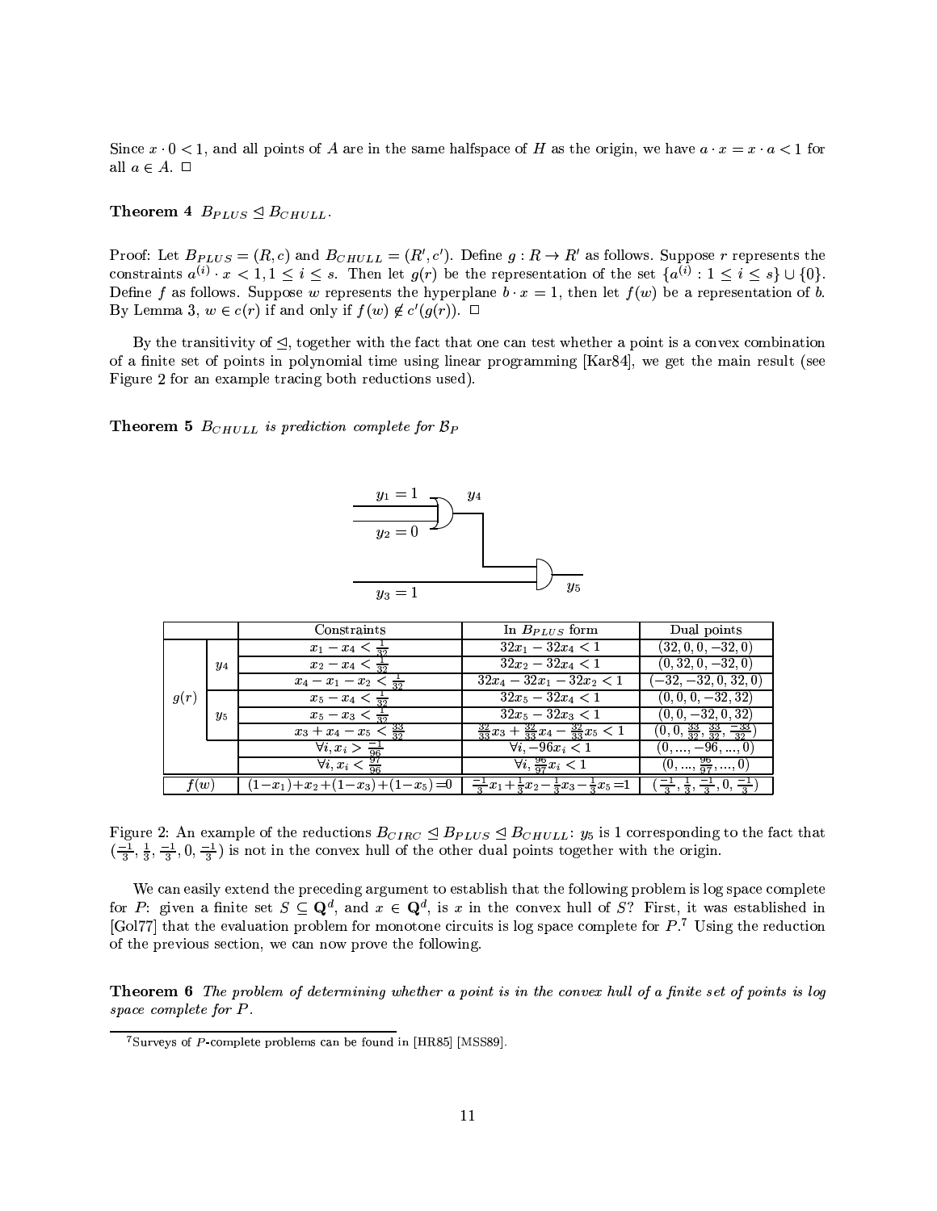Since $x \cdot 0 < 1$, and all points of $A$ are in the same halfspace of $H$ as the origin, we have $a \cdot x = x \cdot a < 1$ for all $a \in A$. $\Box$

**Theorem 4** $B_{PLUS} \trianglelefteq B_{CHULL}$.

Proof: Let $B_{PLUS} = (R, c)$ and $B_{CHULL} = (R', c')$. Define $g : R \to R'$ as follows. Suppose $r$ represents the constraints $a^{(i)} \cdot x < 1, 1 \leq i \leq s$. Then let $g(r)$ be the representation of the set $\{a^{(i)} : 1 \leq i \leq s\} \cup \{0\}$. Define $f$ as follows. Suppose $w$ represents the hyperplane $b \cdot x = 1$, then let $f(w)$ be a representation of $b$. By Lemma 3, $w \in c(r)$ if and only if $f(w) \notin c'(g(r))$. $\Box$

By the transitivity of $\trianglelefteq$, together with the fact that one can test whether a point is a convex combination of a finite set of points in polynomial time using linear programming [Kar84], we get the main result (see Figure 2 for an example tracing both reductions used).

**Theorem 5** *$B_{CHULL}$ is prediction complete for $\mathcal{B}_P$*

| | | Constraints | In $B_{PLUS}$ form | Dual points |
|---|---|---|---|---|
| $g(r)$ | $y_4$ | $x_1 - x_4 < \frac{1}{32}$ | $32x_1 - 32x_4 < 1$ | $(32, 0, 0, -32, 0)$ |
| | | $x_2 - x_4 < \frac{1}{32}$ | $32x_2 - 32x_4 < 1$ | $(0, 32, 0, -32, 0)$ |
| | | $x_4 - x_1 - x_2 < \frac{1}{32}$ | $32x_4 - 32x_1 - 32x_2 < 1$ | $(-32, -32, 0, 32, 0)$ |
| | $y_5$ | $x_5 - x_4 < \frac{1}{32}$ | $32x_5 - 32x_4 < 1$ | $(0, 0, 0, -32, 32)$ |
| | | $x_5 - x_3 < \frac{1}{32}$ | $32x_5 - 32x_3 < 1$ | $(0, 0, -32, 0, 32)$ |
| | | $x_3 + x_4 - x_5 < \frac{33}{32}$ | $\frac{32}{33}x_3 + \frac{32}{33}x_4 - \frac{32}{33}x_5 < 1$ | $(0, 0, \frac{33}{32}, \frac{33}{32}, \frac{-33}{32})$ |
| | | $\forall i, x_i > \frac{-1}{96}$ | $\forall i, -96x_i < 1$ | $(0, ..., -96, ..., 0)$ |
| | | $\forall i, x_i < \frac{97}{96}$ | $\forall i, \frac{96}{97}x_i < 1$ | $(0, ..., \frac{96}{97}, ..., 0)$ |
| $f(w)$ | | $(1-x_1)+x_2+(1-x_3)+(1-x_5)=0$ | $\frac{-1}{3}x_1+\frac{1}{3}x_2-\frac{1}{3}x_3-\frac{1}{3}x_5=1$ | $(\frac{-1}{3}, \frac{1}{3}, \frac{-1}{3}, 0, \frac{-1}{3})$ |

Figure 2: An example of the reductions $B_{CIRC} \trianglelefteq B_{PLUS} \trianglelefteq B_{CHULL}$: $y_5$ is 1 corresponding to the fact that $(\frac{-1}{3}, \frac{1}{3}, \frac{-1}{3}, 0, \frac{-1}{3})$ is not in the convex hull of the other dual points together with the origin.

We can easily extend the preceding argument to establish that the following problem is log space complete for $P$: given a finite set $S \subseteq \mathbf{Q}^d$, and $x \in \mathbf{Q}^d$, is $x$ in the convex hull of $S$? First, it was established in [Gol77] that the evaluation problem for monotone circuits is log space complete for $P$.[7] Using the reduction of the previous section, we can now prove the following.

**Theorem 6** *The problem of determining whether a point is in the convex hull of a finite set of points is log space complete for $P$.*

[7] Surveys of $P$-complete problems can be found in [HR85] [MSS89].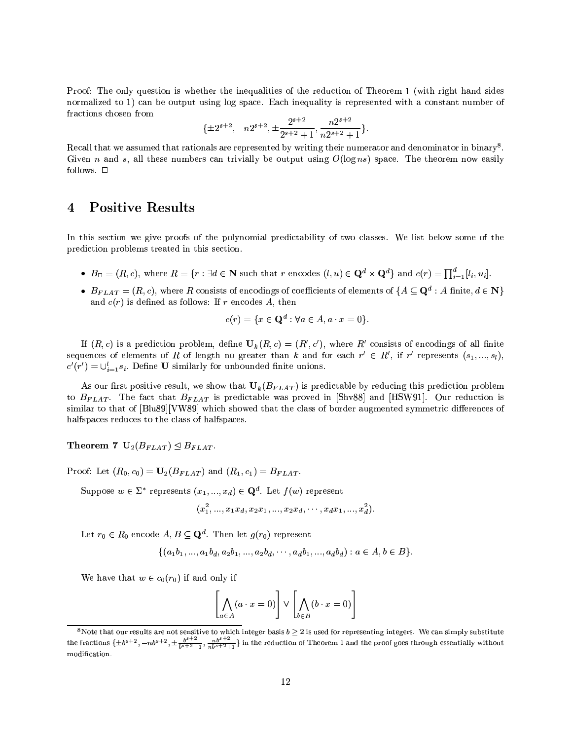Proof: The only question is whether the inequalities of the reduction of Theorem 1 (with right hand sides normalized to 1) can be output using log space. Each inequality is represented with a constant number of fractions chosen from

$$\{\pm 2^{s+2}, -n2^{s+2}, \pm\frac{2^{s+2}}{2^{s+2}+1}, \frac{n2^{s+2}}{n2^{s+2}+1}\}.$$

Recall that we assumed that rationals are represented by writing their numerator and denominator in binary[8]. Given $n$ and $s$, all these numbers can trivially be output using $O(\log ns)$ space. The theorem now easily follows. □

## 4 Positive Results

In this section we give proofs of the polynomial predictability of two classes. We list below some of the prediction problems treated in this section.

- $B_{\square} = (R, c)$, where $R = \{r : \exists d \in \mathbf{N}$ such that $r$ encodes $(l, u) \in \mathbf{Q}^d \times \mathbf{Q}^d\}$ and $c(r) = \prod_{i=1}^{d}[l_i, u_i]$.
- $B_{FLAT} = (R, c)$, where $R$ consists of encodings of coefficients of elements of $\{A \subseteq \mathbf{Q}^d : A \text{ finite}, d \in \mathbf{N}\}$ and $c(r)$ is defined as follows: If $r$ encodes $A$, then

$$c(r) = \{x \in \mathbf{Q}^d : \forall a \in A, a \cdot x = 0\}.$$

If $(R, c)$ is a prediction problem, define $\mathbf{U}_k(R, c) = (R', c')$, where $R'$ consists of encodings of all finite sequences of elements of $R$ of length no greater than $k$ and for each $r' \in R'$, if $r'$ represents $(s_1, ..., s_l)$, $c'(r') = \cup_{i=1}^{l} s_i$. Define $\mathbf{U}$ similarly for unbounded finite unions.

As our first positive result, we show that $\mathbf{U}_k(B_{FLAT})$ is predictable by reducing this prediction problem to $B_{FLAT}$. The fact that $B_{FLAT}$ is predictable was proved in [Shv88] and [HSW91]. Our reduction is similar to that of [Blu89][VW89] which showed that the class of border augmented symmetric differences of halfspaces reduces to the class of halfspaces.

**Theorem 7** $\mathbf{U}_2(B_{FLAT}) \trianglelefteq B_{FLAT}$.

Proof: Let $(R_0, c_0) = \mathbf{U}_2(B_{FLAT})$ and $(R_1, c_1) = B_{FLAT}$.

Suppose $w \in \Sigma^*$ represents $(x_1, ..., x_d) \in \mathbf{Q}^d$. Let $f(w)$ represent

$$(x_1^2, ..., x_1 x_d, x_2 x_1, ..., x_2 x_d, \cdots, x_d x_1, ..., x_d^2).$$

Let $r_0 \in R_0$ encode $A, B \subseteq \mathbf{Q}^d$. Then let $g(r_0)$ represent

$$\{(a_1 b_1, ..., a_1 b_d, a_2 b_1, ..., a_2 b_d, \cdots, a_d b_1, ..., a_d b_d) : a \in A, b \in B\}.$$

We have that $w \in c_0(r_0)$ if and only if

$$\left[\bigwedge_{a \in A} (a \cdot x = 0)\right] \vee \left[\bigwedge_{b \in B} (b \cdot x = 0)\right]$$

[8] Note that our results are not sensitive to which integer basis $b \geq 2$ is used for representing integers. We can simply substitute the fractions $\{\pm b^{s+2}, -nb^{s+2}, \pm\frac{b^{s+2}}{b^{s+2}+1}, \frac{nb^{s+2}}{nb^{s+2}+1}\}$ in the reduction of Theorem 1 and the proof goes through essentially without modification.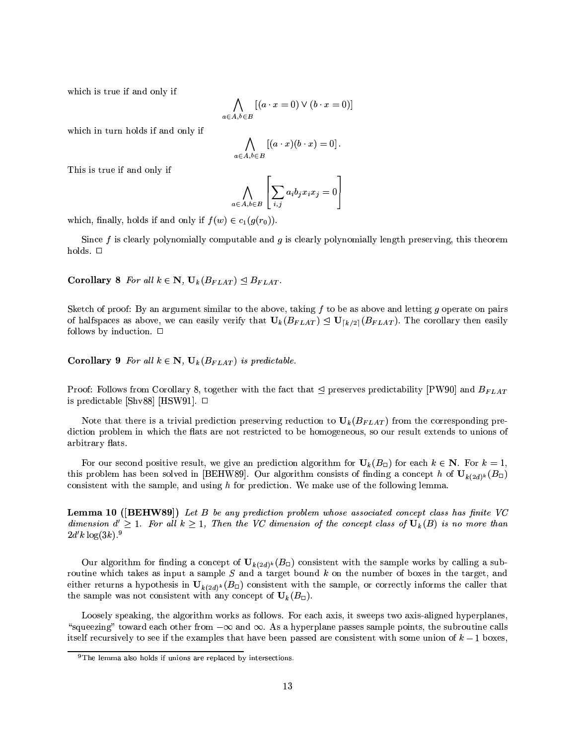which is true if and only if

$$\bigwedge_{a\in A, b\in B} [(a\cdot x = 0) \vee (b \cdot x = 0)]$$

which in turn holds if and only if

$$\bigwedge_{a\in A, b\in B} [(a\cdot x)(b\cdot x) = 0].$$

This is true if and only if

$$\bigwedge_{a\in A, b\in B} \left[\sum_{i,j} a_i b_j x_i x_j = 0\right]$$

which, finally, holds if and only if $f(w) \in c_1(g(r_0))$.

Since $f$ is clearly polynomially computable and $g$ is clearly polynomially length preserving, this theorem holds. □

**Corollary 8** *For all $k \in \mathbf{N}$, $\mathbf{U}_k(B_{FLAT}) \trianglelefteq B_{FLAT}$.*

Sketch of proof: By an argument similar to the above, taking $f$ to be as above and letting $g$ operate on pairs of halfspaces as above, we can easily verify that $\mathbf{U}_k(B_{FLAT}) \trianglelefteq \mathbf{U}_{\lceil k/2 \rceil}(B_{FLAT})$. The corollary then easily follows by induction. □

**Corollary 9** *For all $k \in \mathbf{N}$, $\mathbf{U}_k(B_{FLAT})$ is predictable.*

Proof: Follows from Corollary 8, together with the fact that $\trianglelefteq$ preserves predictability [PW90] and $B_{FLAT}$ is predictable [Shv88] [HSW91]. □

Note that there is a trivial prediction preserving reduction to $\mathbf{U}_k(B_{FLAT})$ from the corresponding prediction problem in which the flats are not restricted to be homogeneous, so our result extends to unions of arbitrary flats.

For our second positive result, we give an prediction algorithm for $\mathbf{U}_k(B_\square)$ for each $k \in \mathbf{N}$. For $k = 1$, this problem has been solved in [BEHW89]. Our algorithm consists of finding a concept $h$ of $\mathbf{U}_{k(2d)^k}(B_\square)$ consistent with the sample, and using $h$ for prediction. We make use of the following lemma.

**Lemma 10 ([BEHW89])** *Let $B$ be any prediction problem whose associated concept class has finite VC dimension $d' \geq 1$. For all $k \geq 1$, Then the VC dimension of the concept class of $\mathbf{U}_k(B)$ is no more than $2d'k\log(3k)$.*[9]

Our algorithm for finding a concept of $\mathbf{U}_{k(2d)^k}(B_\square)$ consistent with the sample works by calling a subroutine which takes as input a sample $S$ and a target bound $k$ on the number of boxes in the target, and either returns a hypothesis in $\mathbf{U}_{k(2d)^k}(B_\square)$ consistent with the sample, or correctly informs the caller that the sample was not consistent with any concept of $\mathbf{U}_k(B_\square)$.

Loosely speaking, the algorithm works as follows. For each axis, it sweeps two axis-aligned hyperplanes, "squeezing" toward each other from $-\infty$ and $\infty$. As a hyperplane passes sample points, the subroutine calls itself recursively to see if the examples that have been passed are consistent with some union of $k-1$ boxes,

[9] The lemma also holds if unions are replaced by intersections.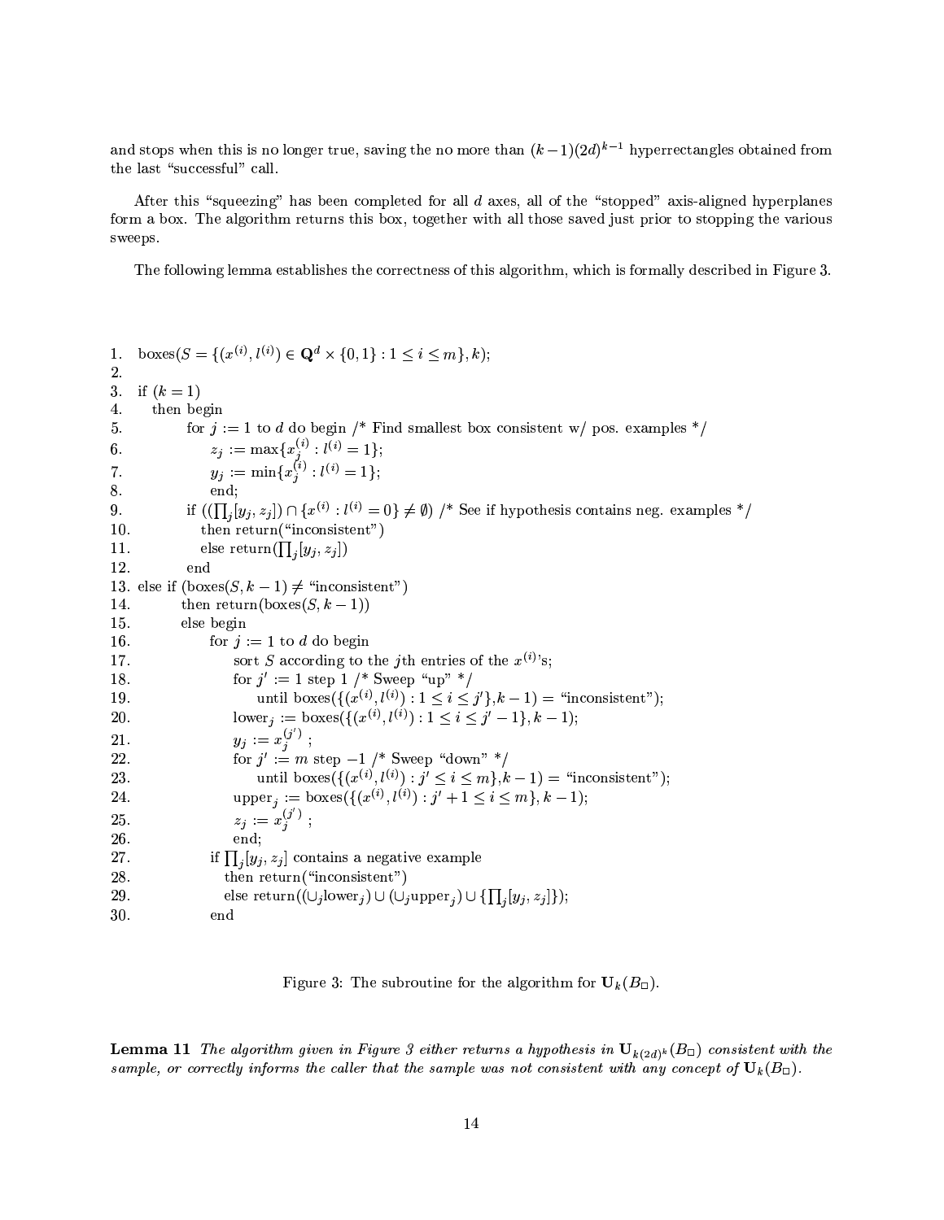and stops when this is no longer true, saving the no more than $(k-1)(2d)^{k-1}$ hyperrectangles obtained from the last "successful" call.

After this "squeezing" has been completed for all $d$ axes, all of the "stopped" axis-aligned hyperplanes form a box. The algorithm returns this box, together with all those saved just prior to stopping the various sweeps.

The following lemma establishes the correctness of this algorithm, which is formally described in Figure 3.

```
1.   boxes(S = {(x^(i), l^(i)) ∈ Q^d × {0,1} : 1 ≤ i ≤ m}, k);
2.
3.   if (k = 1)
4.      then begin
5.           for j := 1 to d do begin /* Find smallest box consistent w/ pos. examples */
6.                z_j := max{x_j^(i) : l^(i) = 1};
7.                y_j := min{x_j^(i) : l^(i) = 1};
8.                end;
9.           if ((∏_j [y_j, z_j]) ∩ {x^(i) : l^(i) = 0} ≠ ∅) /* See if hypothesis contains neg. examples */
10.             then return("inconsistent")
11.             else return(∏_j [y_j, z_j])
12.          end
13.  else if (boxes(S, k − 1) ≠ "inconsistent")
14.          then return(boxes(S, k − 1))
15.          else begin
16.               for j := 1 to d do begin
17.                    sort S according to the jth entries of the x^(i)'s;
18.                    for j' := 1 step 1 /* Sweep "up" */
19.                         until boxes({(x^(i), l^(i)) : 1 ≤ i ≤ j'}, k − 1) = "inconsistent");
20.                    lower_j := boxes({(x^(i), l^(i)) : 1 ≤ i ≤ j' − 1}, k − 1);
21.                    y_j := x_j^(j') ;
22.                    for j' := m step −1 /* Sweep "down" */
23.                         until boxes({(x^(i), l^(i)) : j' ≤ i ≤ m}, k − 1) = "inconsistent");
24.                    upper_j := boxes({(x^(i), l^(i)) : j' + 1 ≤ i ≤ m}, k − 1);
25.                    z_j := x_j^(j') ;
26.                    end;
27.               if ∏_j [y_j, z_j] contains a negative example
28.                  then return("inconsistent")
29.                  else return((∪_j lower_j) ∪ (∪_j upper_j) ∪ {∏_j [y_j, z_j]});
30.               end
```

Figure 3: The subroutine for the algorithm for $\mathbf{U}_k(B_\Box)$.

**Lemma 11** *The algorithm given in Figure 3 either returns a hypothesis in $\mathbf{U}_{k(2d)^k}(B_\Box)$ consistent with the sample, or correctly informs the caller that the sample was not consistent with any concept of $\mathbf{U}_k(B_\Box)$.*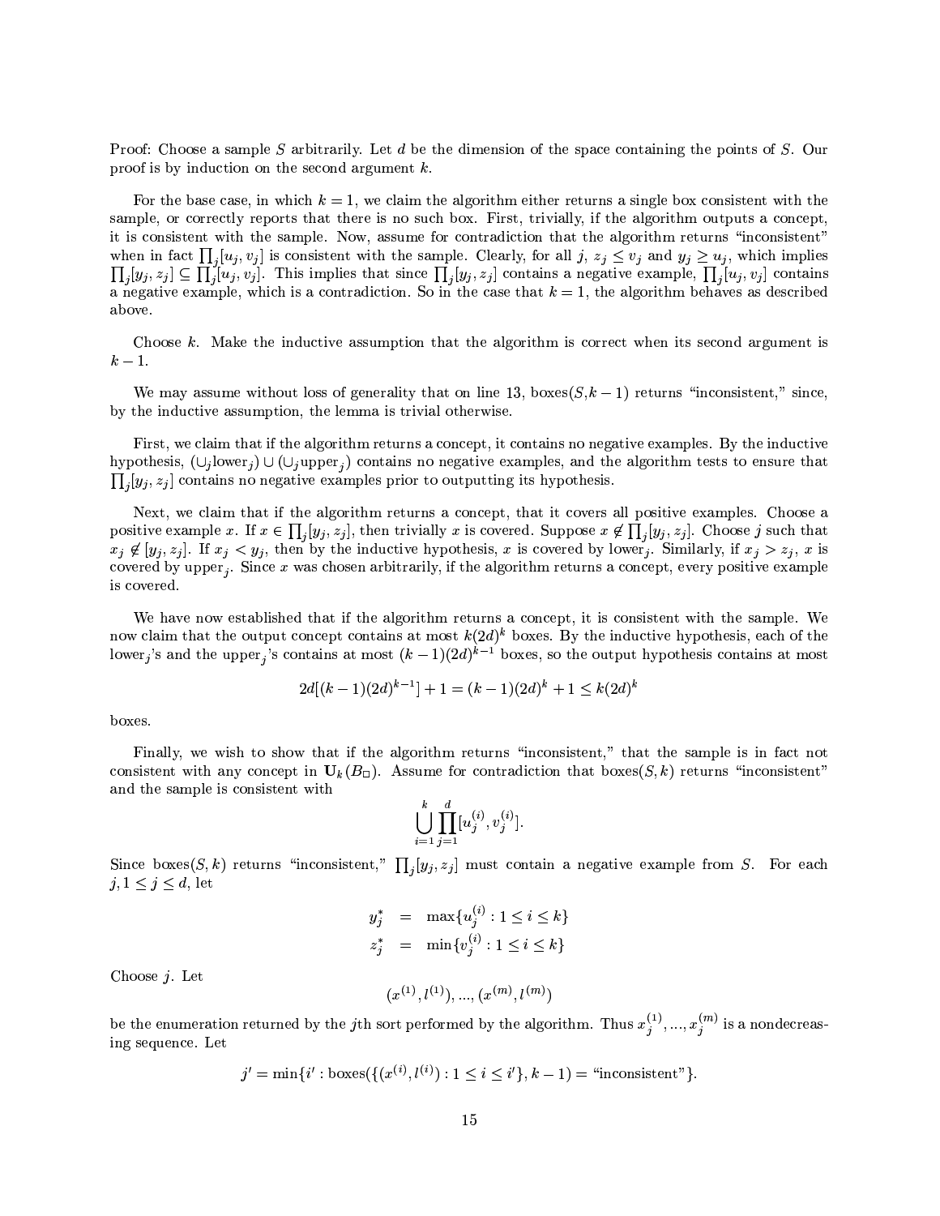Proof: Choose a sample $S$ arbitrarily. Let $d$ be the dimension of the space containing the points of $S$. Our proof is by induction on the second argument $k$.

For the base case, in which $k = 1$, we claim the algorithm either returns a single box consistent with the sample, or correctly reports that there is no such box. First, trivially, if the algorithm outputs a concept, it is consistent with the sample. Now, assume for contradiction that the algorithm returns "inconsistent" when in fact $\prod_j [u_j, v_j]$ is consistent with the sample. Clearly, for all $j$, $z_j \leq v_j$ and $y_j \geq u_j$, which implies $\prod_j [y_j, z_j] \subseteq \prod_j [u_j, v_j]$. This implies that since $\prod_j [y_j, z_j]$ contains a negative example, $\prod_j [u_j, v_j]$ contains a negative example, which is a contradiction. So in the case that $k = 1$, the algorithm behaves as described above.

Choose $k$. Make the inductive assumption that the algorithm is correct when its second argument is $k - 1$.

We may assume without loss of generality that on line 13, boxes($S$,$k-1$) returns "inconsistent," since, by the inductive assumption, the lemma is trivial otherwise.

First, we claim that if the algorithm returns a concept, it contains no negative examples. By the inductive hypothesis, $(\cup_j \text{lower}_j) \cup (\cup_j \text{upper}_j)$ contains no negative examples, and the algorithm tests to ensure that $\prod_j [y_j, z_j]$ contains no negative examples prior to outputting its hypothesis.

Next, we claim that if the algorithm returns a concept, that it covers all positive examples. Choose a positive example $x$. If $x \in \prod_j [y_j, z_j]$, then trivially $x$ is covered. Suppose $x \notin \prod_j [y_j, z_j]$. Choose $j$ such that $x_j \notin [y_j, z_j]$. If $x_j < y_j$, then by the inductive hypothesis, $x$ is covered by $\text{lower}_j$. Similarly, if $x_j > z_j$, $x$ is covered by $\text{upper}_j$. Since $x$ was chosen arbitrarily, if the algorithm returns a concept, every positive example is covered.

We have now established that if the algorithm returns a concept, it is consistent with the sample. We now claim that the output concept contains at most $k(2d)^k$ boxes. By the inductive hypothesis, each of the $\text{lower}_j$'s and the $\text{upper}_j$'s contains at most $(k-1)(2d)^{k-1}$ boxes, so the output hypothesis contains at most

$$2d[(k-1)(2d)^{k-1}] + 1 = (k-1)(2d)^k + 1 \leq k(2d)^k$$

boxes.

Finally, we wish to show that if the algorithm returns "inconsistent," that the sample is in fact not consistent with any concept in $\mathbf{U}_k(B_\square)$. Assume for contradiction that boxes($S$,$k$) returns "inconsistent" and the sample is consistent with

$$\bigcup_{i=1}^{k} \prod_{j=1}^{d} [u_j^{(i)}, v_j^{(i)}].$$

Since boxes($S$,$k$) returns "inconsistent," $\prod_j [y_j, z_j]$ must contain a negative example from $S$. For each $j, 1 \leq j \leq d$, let

$$\begin{aligned} y_j^* &= \max\{u_j^{(i)} : 1 \leq i \leq k\} \\ z_j^* &= \min\{v_j^{(i)} : 1 \leq i \leq k\} \end{aligned}$$

Choose $j$. Let

$$(x^{(1)}, l^{(1)}), ..., (x^{(m)}, l^{(m)})$$

be the enumeration returned by the $j$th sort performed by the algorithm. Thus $x_j^{(1)}, ..., x_j^{(m)}$ is a nondecreasing sequence. Let

$$j' = \min\{i' : \text{boxes}(\{(x^{(i)}, l^{(i)}) : 1 \leq i \leq i'\}, k-1) = \text{"inconsistent"}\}.$$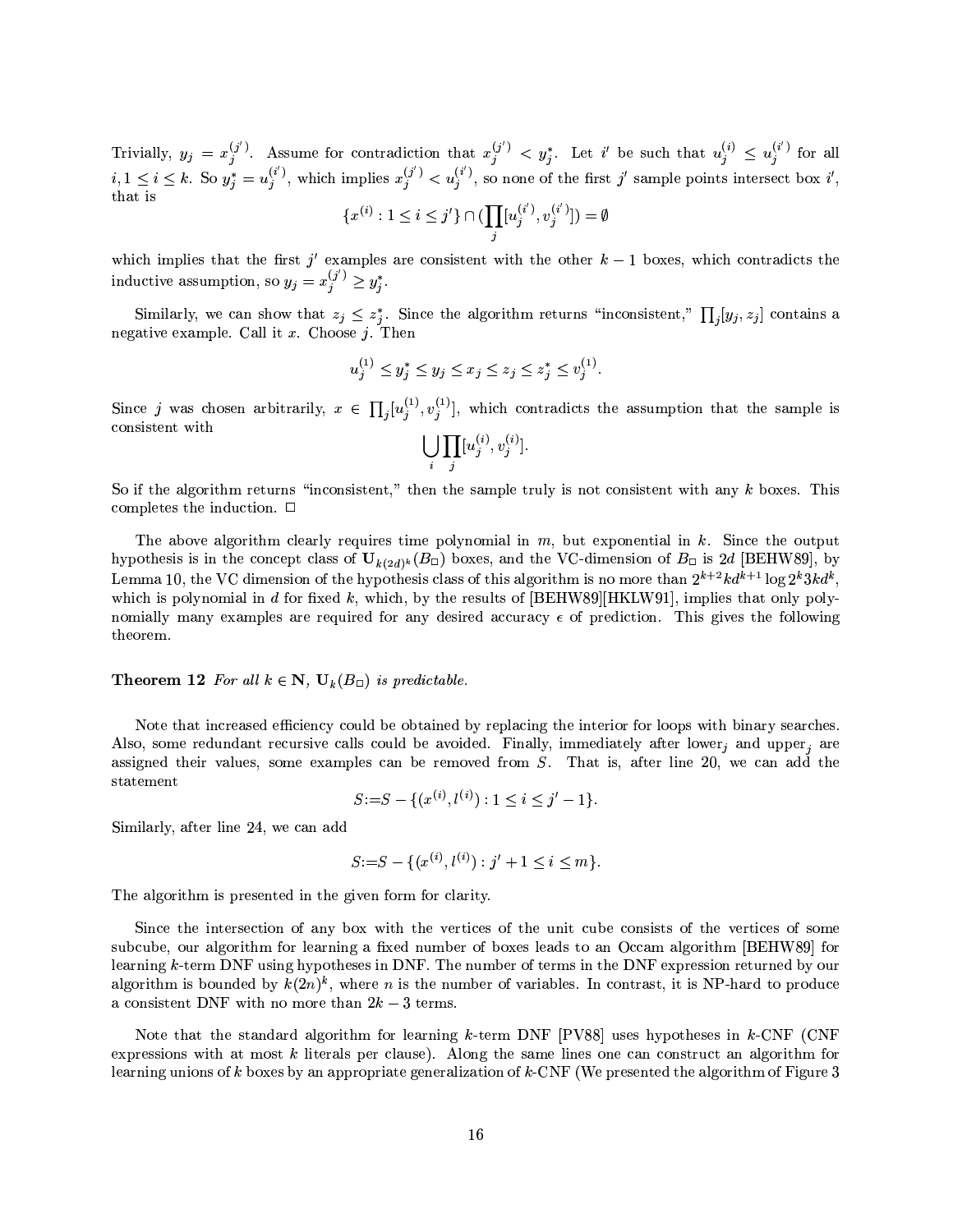Trivially, $y_j = x_j^{(j')}$. Assume for contradiction that $x_j^{(j')} < y_j^*$. Let $i'$ be such that $u_j^{(i)} \le u_j^{(i')}$ for all $i, 1 \le i \le k$. So $y_j^* = u_j^{(i')}$, which implies $x_j^{(j')} < u_j^{(i')}$, so none of the first $j'$ sample points intersect box $i'$, that is

$$\{x^{(i)} : 1 \le i \le j'\} \cap (\prod_j [u_j^{(i')}, v_j^{(i')}]) = \emptyset$$

which implies that the first $j'$ examples are consistent with the other $k-1$ boxes, which contradicts the inductive assumption, so $y_j = x_j^{(j')} \ge y_j^*$.

Similarly, we can show that $z_j \le z_j^*$. Since the algorithm returns "inconsistent," $\prod_j [y_j, z_j]$ contains a negative example. Call it $x$. Choose $j$. Then

$$u_j^{(1)} \le y_j^* \le y_j \le x_j \le z_j \le z_j^* \le v_j^{(1)}.$$

Since $j$ was chosen arbitrarily, $x \in \prod_j [u_j^{(1)}, v_j^{(1)}]$, which contradicts the assumption that the sample is consistent with

$$\bigcup_i \prod_j [u_j^{(i)}, v_j^{(i)}].$$

So if the algorithm returns "inconsistent," then the sample truly is not consistent with any $k$ boxes. This completes the induction. $\Box$

The above algorithm clearly requires time polynomial in $m$, but exponential in $k$. Since the output hypothesis is in the concept class of $\mathbf{U}_{k(2d)^k}(B_\Box)$ boxes, and the VC-dimension of $B_\Box$ is $2d$ [BEHW89], by Lemma 10, the VC dimension of the hypothesis class of this algorithm is no more than $2^{k+2}kd^{k+1}\log 2^k 3kd^k$, which is polynomial in $d$ for fixed $k$, which, by the results of [BEHW89][HKLW91], implies that only polynomially many examples are required for any desired accuracy $\epsilon$ of prediction. This gives the following theorem.

**Theorem 12** *For all $k \in \mathbf{N}$, $\mathbf{U}_k(B_\Box)$ is predictable.*

Note that increased efficiency could be obtained by replacing the interior for loops with binary searches. Also, some redundant recursive calls could be avoided. Finally, immediately after lower$_j$ and upper$_j$ are assigned their values, some examples can be removed from $S$. That is, after line 20, we can add the statement

$$S := S - \{(x^{(i)}, l^{(i)}) : 1 \le i \le j' - 1\}.$$

Similarly, after line 24, we can add

$$S := S - \{(x^{(i)}, l^{(i)}) : j' + 1 \le i \le m\}.$$

The algorithm is presented in the given form for clarity.

Since the intersection of any box with the vertices of the unit cube consists of the vertices of some subcube, our algorithm for learning a fixed number of boxes leads to an Occam algorithm [BEHW89] for learning $k$-term DNF using hypotheses in DNF. The number of terms in the DNF expression returned by our algorithm is bounded by $k(2n)^k$, where $n$ is the number of variables. In contrast, it is NP-hard to produce a consistent DNF with no more than $2k-3$ terms.

Note that the standard algorithm for learning $k$-term DNF [PV88] uses hypotheses in $k$-CNF (CNF expressions with at most $k$ literals per clause). Along the same lines one can construct an algorithm for learning unions of $k$ boxes by an appropriate generalization of $k$-CNF (We presented the algorithm of Figure 3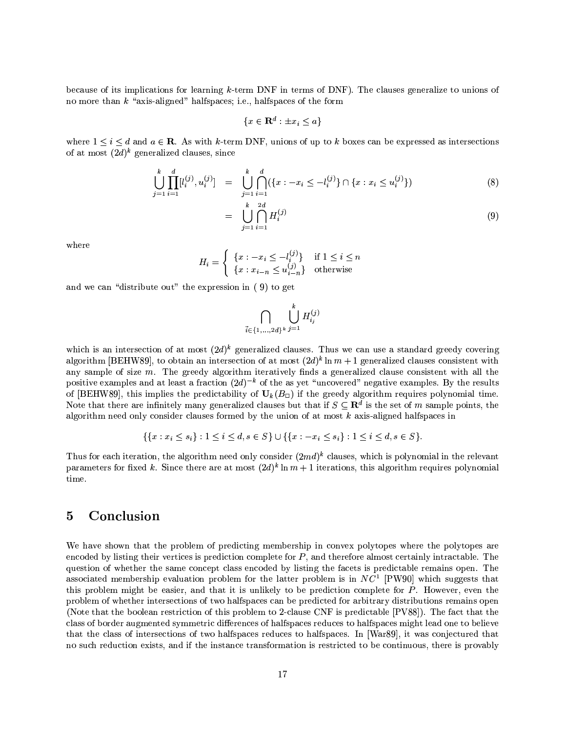because of its implications for learning $k$-term DNF in terms of DNF). The clauses generalize to unions of no more than $k$ "axis-aligned" halfspaces; i.e., halfspaces of the form

$$\{x \in \mathbf{R}^d : \pm x_i \leq a\}$$

where $1 \leq i \leq d$ and $a \in \mathbf{R}$. As with $k$-term DNF, unions of up to $k$ boxes can be expressed as intersections of at most $(2d)^k$ generalized clauses, since

$$\bigcup_{j=1}^{k} \prod_{i=1}^{d} [l_i^{(j)}, u_i^{(j)}] = \bigcup_{j=1}^{k} \bigcap_{i=1}^{d} (\{x : -x_i \leq -l_i^{(j)}\} \cap \{x : x_i \leq u_i^{(j)}\}) \tag{8}$$

$$= \bigcup_{j=1}^{k} \bigcap_{i=1}^{2d} H_i^{(j)} \tag{9}$$

where

$$H_i = \begin{cases} \{x : -x_i \leq -l_i^{(j)}\} & \text{if } 1 \leq i \leq n \\ \{x : x_{i-n} \leq u_{i-n}^{(j)}\} & \text{otherwise} \end{cases}$$

and we can "distribute out" the expression in ( 9) to get

$$\bigcap_{\vec{i} \in \{1,\ldots,2d\}^k} \bigcup_{j=1}^{k} H_{i_j}^{(j)}$$

which is an intersection of at most $(2d)^k$ generalized clauses. Thus we can use a standard greedy covering algorithm [BEHW89], to obtain an intersection of at most $(2d)^k \ln m + 1$ generalized clauses consistent with any sample of size $m$. The greedy algorithm iteratively finds a generalized clause consistent with all the positive examples and at least a fraction $(2d)^{-k}$ of the as yet "uncovered" negative examples. By the results of [BEHW89], this implies the predictability of $\mathbf{U}_k(B_\square)$ if the greedy algorithm requires polynomial time. Note that there are infinitely many generalized clauses but that if $S \subseteq \mathbf{R}^d$ is the set of $m$ sample points, the algorithm need only consider clauses formed by the union of at most $k$ axis-aligned halfspaces in

$$\{\{x : x_i \leq s_i\} : 1 \leq i \leq d, s \in S\} \cup \{\{x : -x_i \leq s_i\} : 1 \leq i \leq d, s \in S\}.$$

Thus for each iteration, the algorithm need only consider $(2md)^k$ clauses, which is polynomial in the relevant parameters for fixed $k$. Since there are at most $(2d)^k \ln m + 1$ iterations, this algorithm requires polynomial time.

## 5 Conclusion

We have shown that the problem of predicting membership in convex polytopes where the polytopes are encoded by listing their vertices is prediction complete for $P$, and therefore almost certainly intractable. The question of whether the same concept class encoded by listing the facets is predictable remains open. The associated membership evaluation problem for the latter problem is in $NC^1$ [PW90] which suggests that this problem might be easier, and that it is unlikely to be prediction complete for $P$. However, even the problem of whether intersections of two halfspaces can be predicted for arbitrary distributions remains open (Note that the boolean restriction of this problem to 2-clause CNF is predictable [PV88]). The fact that the class of border augmented symmetric differences of halfspaces reduces to halfspaces might lead one to believe that the class of intersections of two halfspaces reduces to halfspaces. In [War89], it was conjectured that no such reduction exists, and if the instance transformation is restricted to be continuous, there is provably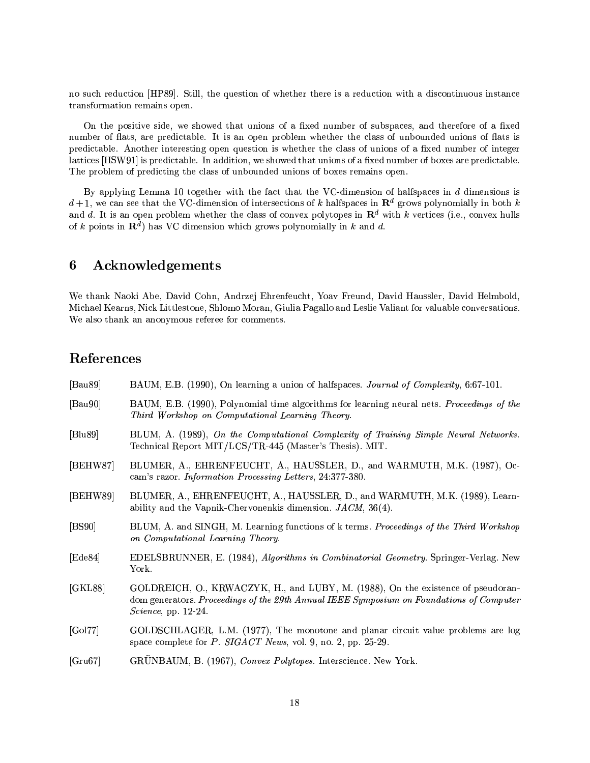no such reduction [HP89]. Still, the question of whether there is a reduction with a discontinuous instance transformation remains open.

On the positive side, we showed that unions of a fixed number of subspaces, and therefore of a fixed number of flats, are predictable. It is an open problem whether the class of unbounded unions of flats is predictable. Another interesting open question is whether the class of unions of a fixed number of integer lattices [HSW91] is predictable. In addition, we showed that unions of a fixed number of boxes are predictable. The problem of predicting the class of unbounded unions of boxes remains open.

By applying Lemma 10 together with the fact that the VC-dimension of halfspaces in $d$ dimensions is $d+1$, we can see that the VC-dimension of intersections of $k$ halfspaces in $\mathbf{R}^d$ grows polynomially in both $k$ and $d$. It is an open problem whether the class of convex polytopes in $\mathbf{R}^d$ with $k$ vertices (i.e., convex hulls of $k$ points in $\mathbf{R}^d$) has VC dimension which grows polynomially in $k$ and $d$.

## 6 Acknowledgements

We thank Naoki Abe, David Cohn, Andrzej Ehrenfeucht, Yoav Freund, David Haussler, David Helmbold, Michael Kearns, Nick Littlestone, Shlomo Moran, Giulia Pagallo and Leslie Valiant for valuable conversations. We also thank an anonymous referee for comments.

## References

[Bau89] BAUM, E.B. (1990), On learning a union of halfspaces. *Journal of Complexity*, 6:67-101.

[Bau90] BAUM, E.B. (1990), Polynomial time algorithms for learning neural nets. *Proceedings of the Third Workshop on Computational Learning Theory.*

[Blu89] BLUM, A. (1989), *On the Computational Complexity of Training Simple Neural Networks.* Technical Report MIT/LCS/TR-445 (Master's Thesis). MIT.

[BEHW87] BLUMER, A., EHRENFEUCHT, A., HAUSSLER, D., and WARMUTH, M.K. (1987), Occam's razor. *Information Processing Letters*, 24:377-380.

[BEHW89] BLUMER, A., EHRENFEUCHT, A., HAUSSLER, D., and WARMUTH, M.K. (1989), Learnability and the Vapnik-Chervonenkis dimension. *JACM*, 36(4).

[BS90] BLUM, A. and SINGH, M. Learning functions of k terms. *Proceedings of the Third Workshop on Computational Learning Theory.*

[Ede84] EDELSBRUNNER, E. (1984), *Algorithms in Combinatorial Geometry.* Springer-Verlag. New York.

[GKL88] GOLDREICH, O., KRWACZYK, H., and LUBY, M. (1988), On the existence of pseudorandom generators. *Proceedings of the 29th Annual IEEE Symposium on Foundations of Computer Science*, pp. 12-24.

[Gol77] GOLDSCHLAGER, L.M. (1977), The monotone and planar circuit value problems are log space complete for *P*. *SIGACT News*, vol. 9, no. 2, pp. 25-29.

[Gru67] GRÜNBAUM, B. (1967), *Convex Polytopes.* Interscience. New York.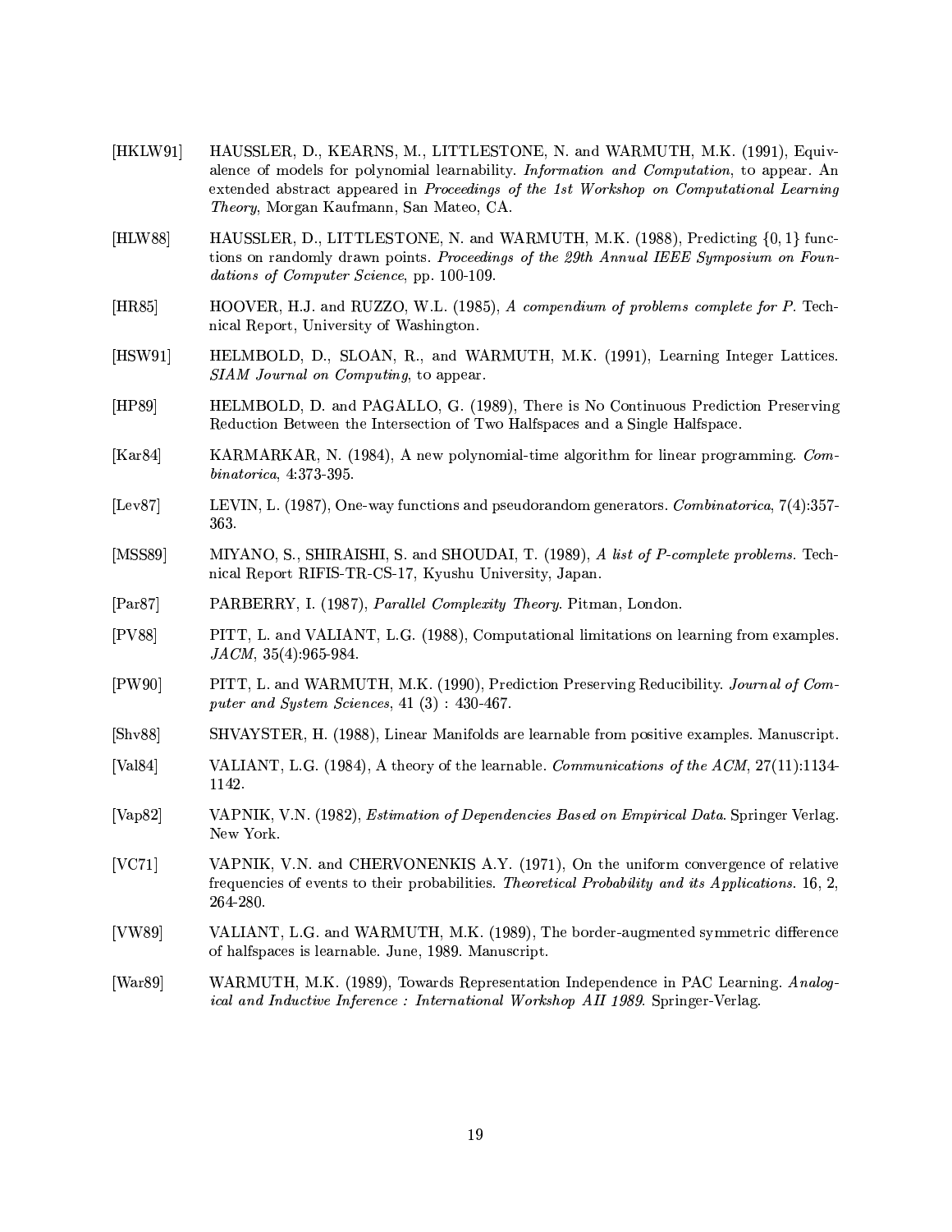[HKLW91] HAUSSLER, D., KEARNS, M., LITTLESTONE, N. and WARMUTH, M.K. (1991), Equivalence of models for polynomial learnability. *Information and Computation*, to appear. An extended abstract appeared in *Proceedings of the 1st Workshop on Computational Learning Theory*, Morgan Kaufmann, San Mateo, CA.

[HLW88] HAUSSLER, D., LITTLESTONE, N. and WARMUTH, M.K. (1988), Predicting $\{0, 1\}$ functions on randomly drawn points. *Proceedings of the 29th Annual IEEE Symposium on Foundations of Computer Science*, pp. 100-109.

[HR85] HOOVER, H.J. and RUZZO, W.L. (1985), *A compendium of problems complete for P.* Technical Report, University of Washington.

[HSW91] HELMBOLD, D., SLOAN, R., and WARMUTH, M.K. (1991), Learning Integer Lattices. *SIAM Journal on Computing*, to appear.

[HP89] HELMBOLD, D. and PAGALLO, G. (1989), There is No Continuous Prediction Preserving Reduction Between the Intersection of Two Halfspaces and a Single Halfspace.

[Kar84] KARMARKAR, N. (1984), A new polynomial-time algorithm for linear programming. *Combinatorica*, 4:373-395.

[Lev87] LEVIN, L. (1987), One-way functions and pseudorandom generators. *Combinatorica*, 7(4):357-363.

[MSS89] MIYANO, S., SHIRAISHI, S. and SHOUDAI, T. (1989), *A list of P-complete problems.* Technical Report RIFIS-TR-CS-17, Kyushu University, Japan.

[Par87] PARBERRY, I. (1987), *Parallel Complexity Theory.* Pitman, London.

[PV88] PITT, L. and VALIANT, L.G. (1988), Computational limitations on learning from examples. *JACM*, 35(4):965-984.

[PW90] PITT, L. and WARMUTH, M.K. (1990), Prediction Preserving Reducibility. *Journal of Computer and System Sciences*, 41 (3) : 430-467.

[Shv88] SHVAYSTER, H. (1988), Linear Manifolds are learnable from positive examples. Manuscript.

[Val84] VALIANT, L.G. (1984), A theory of the learnable. *Communications of the ACM*, 27(11):1134-1142.

[Vap82] VAPNIK, V.N. (1982), *Estimation of Dependencies Based on Empirical Data.* Springer Verlag. New York.

[VC71] VAPNIK, V.N. and CHERVONENKIS A.Y. (1971), On the uniform convergence of relative frequencies of events to their probabilities. *Theoretical Probability and its Applications.* 16, 2, 264-280.

[VW89] VALIANT, L.G. and WARMUTH, M.K. (1989), The border-augmented symmetric difference of halfspaces is learnable. June, 1989. Manuscript.

[War89] WARMUTH, M.K. (1989), Towards Representation Independence in PAC Learning. *Analogical and Inductive Inference : International Workshop AII 1989.* Springer-Verlag.